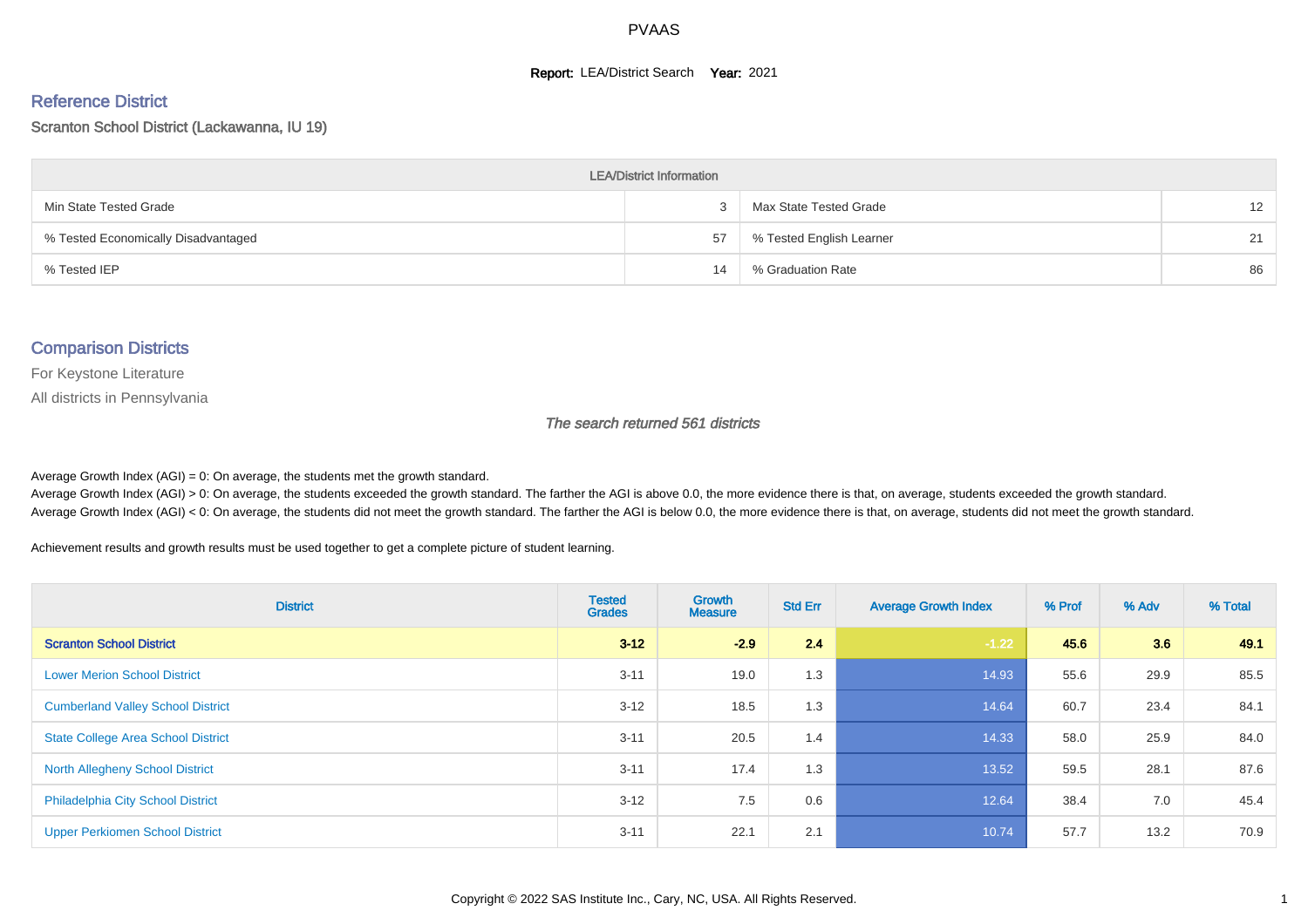# PVAAS

**Report:** LEA/District Search **Year:** 2021

## Reference District

Scranton School District (Lackawanna, IU 19)

| LEA/District Information | | | |
|---|---|---|---|
| Min State Tested Grade | 3 | Max State Tested Grade | 12 |
| % Tested Economically Disadvantaged | 57 | % Tested English Learner | 21 |
| % Tested IEP | 14 | % Graduation Rate | 86 |

## Comparison Districts

For Keystone Literature

All districts in Pennsylvania

*The search returned 561 districts*

Average Growth Index (AGI) = 0: On average, the students met the growth standard.

Average Growth Index (AGI) > 0: On average, the students exceeded the growth standard. The farther the AGI is above 0.0, the more evidence there is that, on average, students exceeded the growth standard.

Average Growth Index (AGI) < 0: On average, the students did not meet the growth standard. The farther the AGI is below 0.0, the more evidence there is that, on average, students did not meet the growth standard.

Achievement results and growth results must be used together to get a complete picture of student learning.

| District | Tested Grades | Growth Measure | Std Err | Average Growth Index | % Prof | % Adv | % Total |
|---|---|---|---|---|---|---|---|
| **Scranton School District** | **3-12** | **-2.9** | **2.4** | **-1.22** | **45.6** | **3.6** | **49.1** |
| Lower Merion School District | 3-11 | 19.0 | 1.3 | 14.93 | 55.6 | 29.9 | 85.5 |
| Cumberland Valley School District | 3-12 | 18.5 | 1.3 | 14.64 | 60.7 | 23.4 | 84.1 |
| State College Area School District | 3-11 | 20.5 | 1.4 | 14.33 | 58.0 | 25.9 | 84.0 |
| North Allegheny School District | 3-11 | 17.4 | 1.3 | 13.52 | 59.5 | 28.1 | 87.6 |
| Philadelphia City School District | 3-12 | 7.5 | 0.6 | 12.64 | 38.4 | 7.0 | 45.4 |
| Upper Perkiomen School District | 3-11 | 22.1 | 2.1 | 10.74 | 57.7 | 13.2 | 70.9 |

Copyright © 2022 SAS Institute Inc., Cary, NC, USA. All Rights Reserved.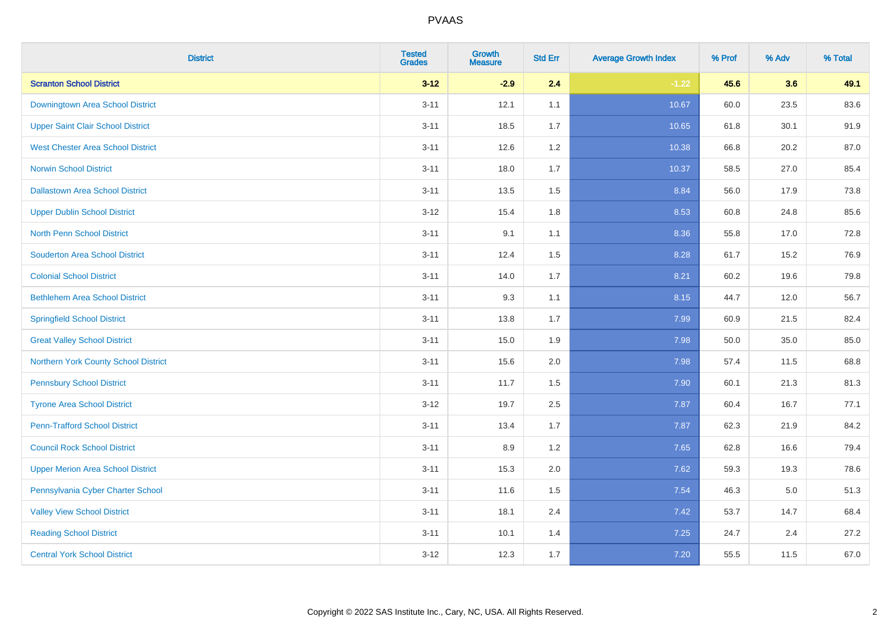PVAAS

| District | Tested Grades | Growth Measure | Std Err | Average Growth Index | % Prof | % Adv | % Total |
|---|---|---|---|---|---|---|---|
| **Scranton School District** | **3-12** | **-2.9** | **2.4** | **-1.22** | **45.6** | **3.6** | **49.1** |
| Downingtown Area School District | 3-11 | 12.1 | 1.1 | 10.67 | 60.0 | 23.5 | 83.6 |
| Upper Saint Clair School District | 3-11 | 18.5 | 1.7 | 10.65 | 61.8 | 30.1 | 91.9 |
| West Chester Area School District | 3-11 | 12.6 | 1.2 | 10.38 | 66.8 | 20.2 | 87.0 |
| Norwin School District | 3-11 | 18.0 | 1.7 | 10.37 | 58.5 | 27.0 | 85.4 |
| Dallastown Area School District | 3-11 | 13.5 | 1.5 | 8.84 | 56.0 | 17.9 | 73.8 |
| Upper Dublin School District | 3-12 | 15.4 | 1.8 | 8.53 | 60.8 | 24.8 | 85.6 |
| North Penn School District | 3-11 | 9.1 | 1.1 | 8.36 | 55.8 | 17.0 | 72.8 |
| Souderton Area School District | 3-11 | 12.4 | 1.5 | 8.28 | 61.7 | 15.2 | 76.9 |
| Colonial School District | 3-11 | 14.0 | 1.7 | 8.21 | 60.2 | 19.6 | 79.8 |
| Bethlehem Area School District | 3-11 | 9.3 | 1.1 | 8.15 | 44.7 | 12.0 | 56.7 |
| Springfield School District | 3-11 | 13.8 | 1.7 | 7.99 | 60.9 | 21.5 | 82.4 |
| Great Valley School District | 3-11 | 15.0 | 1.9 | 7.98 | 50.0 | 35.0 | 85.0 |
| Northern York County School District | 3-11 | 15.6 | 2.0 | 7.98 | 57.4 | 11.5 | 68.8 |
| Pennsbury School District | 3-11 | 11.7 | 1.5 | 7.90 | 60.1 | 21.3 | 81.3 |
| Tyrone Area School District | 3-12 | 19.7 | 2.5 | 7.87 | 60.4 | 16.7 | 77.1 |
| Penn-Trafford School District | 3-11 | 13.4 | 1.7 | 7.87 | 62.3 | 21.9 | 84.2 |
| Council Rock School District | 3-11 | 8.9 | 1.2 | 7.65 | 62.8 | 16.6 | 79.4 |
| Upper Merion Area School District | 3-11 | 15.3 | 2.0 | 7.62 | 59.3 | 19.3 | 78.6 |
| Pennsylvania Cyber Charter School | 3-11 | 11.6 | 1.5 | 7.54 | 46.3 | 5.0 | 51.3 |
| Valley View School District | 3-11 | 18.1 | 2.4 | 7.42 | 53.7 | 14.7 | 68.4 |
| Reading School District | 3-11 | 10.1 | 1.4 | 7.25 | 24.7 | 2.4 | 27.2 |
| Central York School District | 3-12 | 12.3 | 1.7 | 7.20 | 55.5 | 11.5 | 67.0 |

Copyright © 2022 SAS Institute Inc., Cary, NC, USA. All Rights Reserved.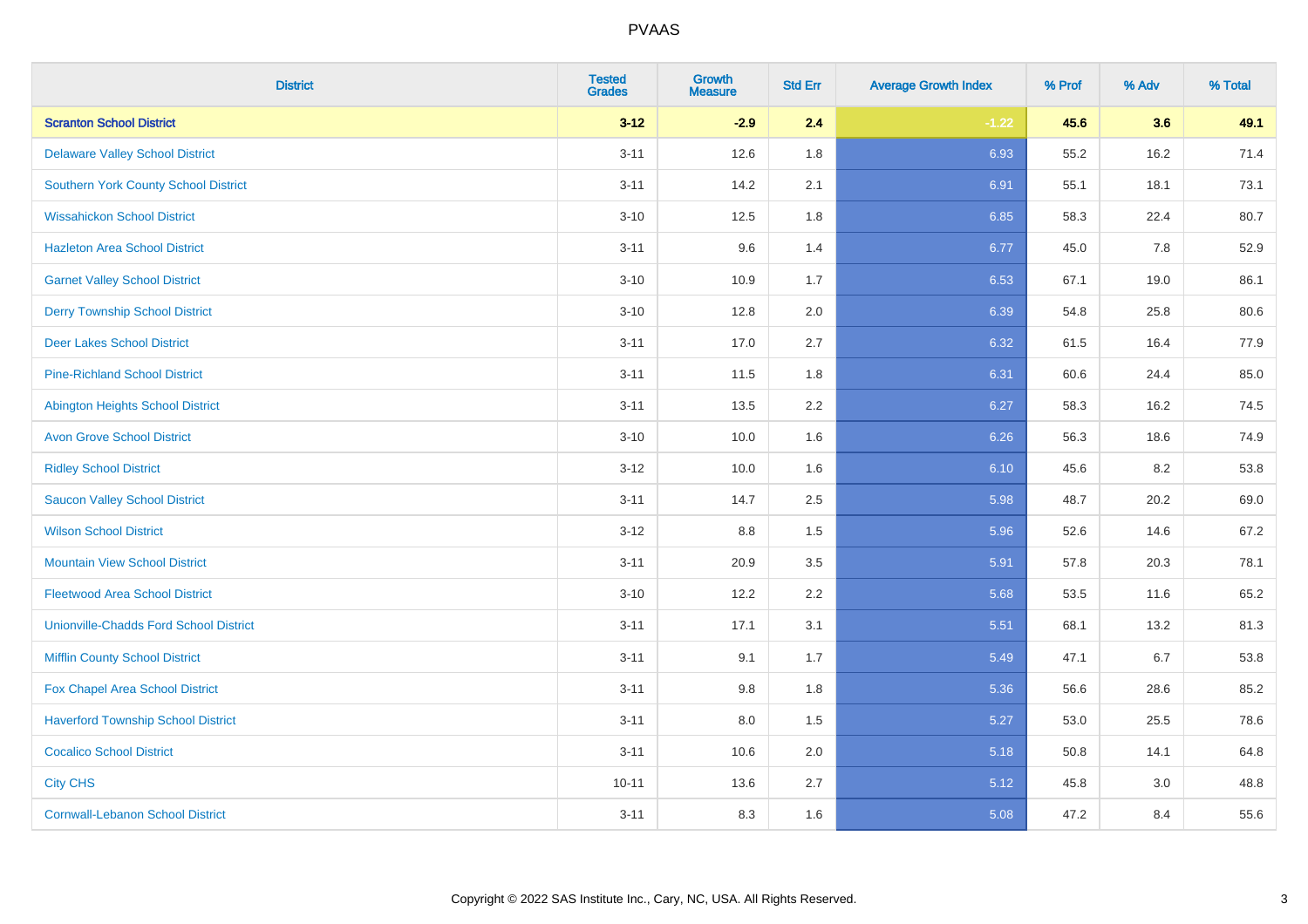# PVAAS

| District | Tested Grades | Growth Measure | Std Err | Average Growth Index | % Prof | % Adv | % Total |
|---|---|---|---|---|---|---|---|
| **Scranton School District** | **3-12** | **-2.9** | **2.4** | **-1.22** | **45.6** | **3.6** | **49.1** |
| Delaware Valley School District | 3-11 | 12.6 | 1.8 | 6.93 | 55.2 | 16.2 | 71.4 |
| Southern York County School District | 3-11 | 14.2 | 2.1 | 6.91 | 55.1 | 18.1 | 73.1 |
| Wissahickon School District | 3-10 | 12.5 | 1.8 | 6.85 | 58.3 | 22.4 | 80.7 |
| Hazleton Area School District | 3-11 | 9.6 | 1.4 | 6.77 | 45.0 | 7.8 | 52.9 |
| Garnet Valley School District | 3-10 | 10.9 | 1.7 | 6.53 | 67.1 | 19.0 | 86.1 |
| Derry Township School District | 3-10 | 12.8 | 2.0 | 6.39 | 54.8 | 25.8 | 80.6 |
| Deer Lakes School District | 3-11 | 17.0 | 2.7 | 6.32 | 61.5 | 16.4 | 77.9 |
| Pine-Richland School District | 3-11 | 11.5 | 1.8 | 6.31 | 60.6 | 24.4 | 85.0 |
| Abington Heights School District | 3-11 | 13.5 | 2.2 | 6.27 | 58.3 | 16.2 | 74.5 |
| Avon Grove School District | 3-10 | 10.0 | 1.6 | 6.26 | 56.3 | 18.6 | 74.9 |
| Ridley School District | 3-12 | 10.0 | 1.6 | 6.10 | 45.6 | 8.2 | 53.8 |
| Saucon Valley School District | 3-11 | 14.7 | 2.5 | 5.98 | 48.7 | 20.2 | 69.0 |
| Wilson School District | 3-12 | 8.8 | 1.5 | 5.96 | 52.6 | 14.6 | 67.2 |
| Mountain View School District | 3-11 | 20.9 | 3.5 | 5.91 | 57.8 | 20.3 | 78.1 |
| Fleetwood Area School District | 3-10 | 12.2 | 2.2 | 5.68 | 53.5 | 11.6 | 65.2 |
| Unionville-Chadds Ford School District | 3-11 | 17.1 | 3.1 | 5.51 | 68.1 | 13.2 | 81.3 |
| Mifflin County School District | 3-11 | 9.1 | 1.7 | 5.49 | 47.1 | 6.7 | 53.8 |
| Fox Chapel Area School District | 3-11 | 9.8 | 1.8 | 5.36 | 56.6 | 28.6 | 85.2 |
| Haverford Township School District | 3-11 | 8.0 | 1.5 | 5.27 | 53.0 | 25.5 | 78.6 |
| Cocalico School District | 3-11 | 10.6 | 2.0 | 5.18 | 50.8 | 14.1 | 64.8 |
| City CHS | 10-11 | 13.6 | 2.7 | 5.12 | 45.8 | 3.0 | 48.8 |
| Cornwall-Lebanon School District | 3-11 | 8.3 | 1.6 | 5.08 | 47.2 | 8.4 | 55.6 |

Copyright © 2022 SAS Institute Inc., Cary, NC, USA. All Rights Reserved.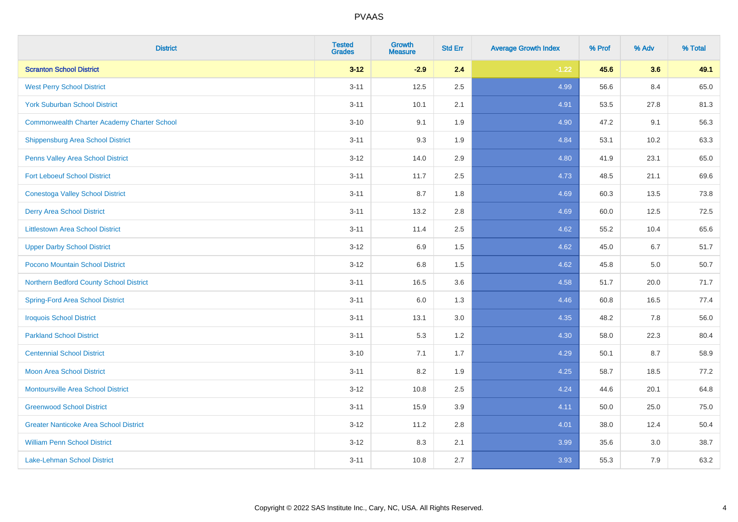| District | Tested Grades | Growth Measure | Std Err | Average Growth Index | % Prof | % Adv | % Total |
|---|---|---|---|---|---|---|---|
| **Scranton School District** | **3-12** | **-2.9** | **2.4** | **-1.22** | **45.6** | **3.6** | **49.1** |
| West Perry School District | 3-11 | 12.5 | 2.5 | 4.99 | 56.6 | 8.4 | 65.0 |
| York Suburban School District | 3-11 | 10.1 | 2.1 | 4.91 | 53.5 | 27.8 | 81.3 |
| Commonwealth Charter Academy Charter School | 3-10 | 9.1 | 1.9 | 4.90 | 47.2 | 9.1 | 56.3 |
| Shippensburg Area School District | 3-11 | 9.3 | 1.9 | 4.84 | 53.1 | 10.2 | 63.3 |
| Penns Valley Area School District | 3-12 | 14.0 | 2.9 | 4.80 | 41.9 | 23.1 | 65.0 |
| Fort Leboeuf School District | 3-11 | 11.7 | 2.5 | 4.73 | 48.5 | 21.1 | 69.6 |
| Conestoga Valley School District | 3-11 | 8.7 | 1.8 | 4.69 | 60.3 | 13.5 | 73.8 |
| Derry Area School District | 3-11 | 13.2 | 2.8 | 4.69 | 60.0 | 12.5 | 72.5 |
| Littlestown Area School District | 3-11 | 11.4 | 2.5 | 4.62 | 55.2 | 10.4 | 65.6 |
| Upper Darby School District | 3-12 | 6.9 | 1.5 | 4.62 | 45.0 | 6.7 | 51.7 |
| Pocono Mountain School District | 3-12 | 6.8 | 1.5 | 4.62 | 45.8 | 5.0 | 50.7 |
| Northern Bedford County School District | 3-11 | 16.5 | 3.6 | 4.58 | 51.7 | 20.0 | 71.7 |
| Spring-Ford Area School District | 3-11 | 6.0 | 1.3 | 4.46 | 60.8 | 16.5 | 77.4 |
| Iroquois School District | 3-11 | 13.1 | 3.0 | 4.35 | 48.2 | 7.8 | 56.0 |
| Parkland School District | 3-11 | 5.3 | 1.2 | 4.30 | 58.0 | 22.3 | 80.4 |
| Centennial School District | 3-10 | 7.1 | 1.7 | 4.29 | 50.1 | 8.7 | 58.9 |
| Moon Area School District | 3-11 | 8.2 | 1.9 | 4.25 | 58.7 | 18.5 | 77.2 |
| Montoursville Area School District | 3-12 | 10.8 | 2.5 | 4.24 | 44.6 | 20.1 | 64.8 |
| Greenwood School District | 3-11 | 15.9 | 3.9 | 4.11 | 50.0 | 25.0 | 75.0 |
| Greater Nanticoke Area School District | 3-12 | 11.2 | 2.8 | 4.01 | 38.0 | 12.4 | 50.4 |
| William Penn School District | 3-12 | 8.3 | 2.1 | 3.99 | 35.6 | 3.0 | 38.7 |
| Lake-Lehman School District | 3-11 | 10.8 | 2.7 | 3.93 | 55.3 | 7.9 | 63.2 |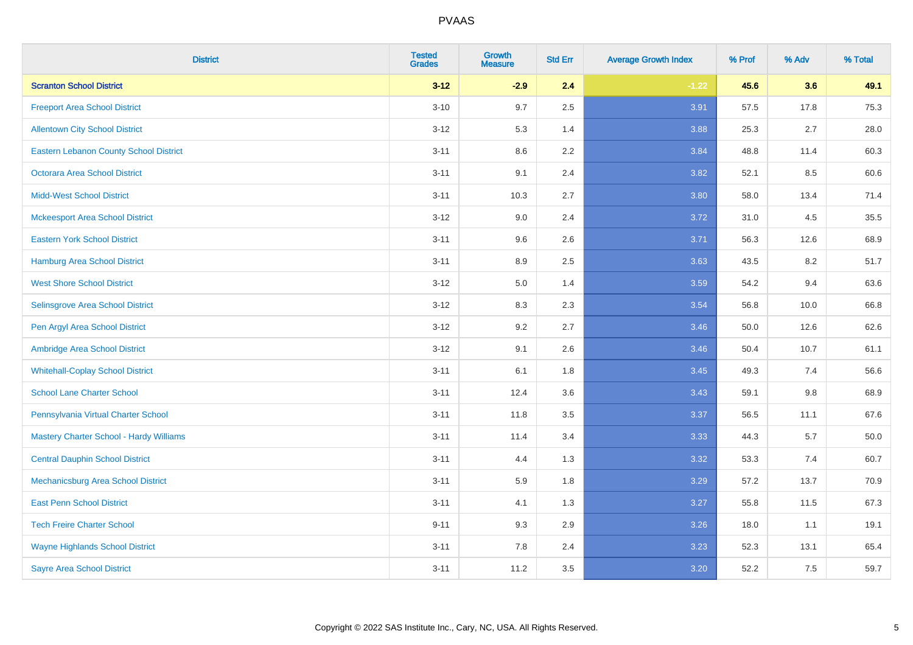| District | Tested Grades | Growth Measure | Std Err | Average Growth Index | % Prof | % Adv | % Total |
|---|---|---|---|---|---|---|---|
| **Scranton School District** | **3-12** | **-2.9** | **2.4** | **-1.22** | **45.6** | **3.6** | **49.1** |
| Freeport Area School District | 3-10 | 9.7 | 2.5 | 3.91 | 57.5 | 17.8 | 75.3 |
| Allentown City School District | 3-12 | 5.3 | 1.4 | 3.88 | 25.3 | 2.7 | 28.0 |
| Eastern Lebanon County School District | 3-11 | 8.6 | 2.2 | 3.84 | 48.8 | 11.4 | 60.3 |
| Octorara Area School District | 3-11 | 9.1 | 2.4 | 3.82 | 52.1 | 8.5 | 60.6 |
| Midd-West School District | 3-11 | 10.3 | 2.7 | 3.80 | 58.0 | 13.4 | 71.4 |
| Mckeesport Area School District | 3-12 | 9.0 | 2.4 | 3.72 | 31.0 | 4.5 | 35.5 |
| Eastern York School District | 3-11 | 9.6 | 2.6 | 3.71 | 56.3 | 12.6 | 68.9 |
| Hamburg Area School District | 3-11 | 8.9 | 2.5 | 3.63 | 43.5 | 8.2 | 51.7 |
| West Shore School District | 3-12 | 5.0 | 1.4 | 3.59 | 54.2 | 9.4 | 63.6 |
| Selinsgrove Area School District | 3-12 | 8.3 | 2.3 | 3.54 | 56.8 | 10.0 | 66.8 |
| Pen Argyl Area School District | 3-12 | 9.2 | 2.7 | 3.46 | 50.0 | 12.6 | 62.6 |
| Ambridge Area School District | 3-12 | 9.1 | 2.6 | 3.46 | 50.4 | 10.7 | 61.1 |
| Whitehall-Coplay School District | 3-11 | 6.1 | 1.8 | 3.45 | 49.3 | 7.4 | 56.6 |
| School Lane Charter School | 3-11 | 12.4 | 3.6 | 3.43 | 59.1 | 9.8 | 68.9 |
| Pennsylvania Virtual Charter School | 3-11 | 11.8 | 3.5 | 3.37 | 56.5 | 11.1 | 67.6 |
| Mastery Charter School - Hardy Williams | 3-11 | 11.4 | 3.4 | 3.33 | 44.3 | 5.7 | 50.0 |
| Central Dauphin School District | 3-11 | 4.4 | 1.3 | 3.32 | 53.3 | 7.4 | 60.7 |
| Mechanicsburg Area School District | 3-11 | 5.9 | 1.8 | 3.29 | 57.2 | 13.7 | 70.9 |
| East Penn School District | 3-11 | 4.1 | 1.3 | 3.27 | 55.8 | 11.5 | 67.3 |
| Tech Freire Charter School | 9-11 | 9.3 | 2.9 | 3.26 | 18.0 | 1.1 | 19.1 |
| Wayne Highlands School District | 3-11 | 7.8 | 2.4 | 3.23 | 52.3 | 13.1 | 65.4 |
| Sayre Area School District | 3-11 | 11.2 | 3.5 | 3.20 | 52.2 | 7.5 | 59.7 |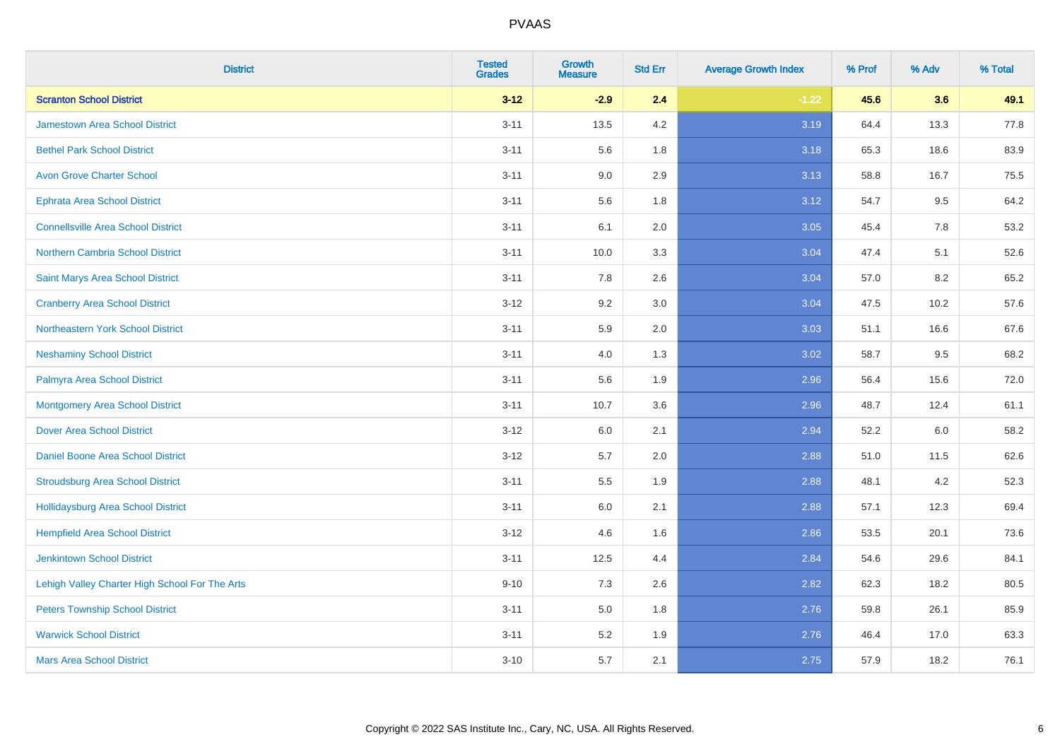# PVAAS

| District | Tested Grades | Growth Measure | Std Err | Average Growth Index | % Prof | % Adv | % Total |
|---|---|---|---|---|---|---|---|
| **Scranton School District** | **3-12** | **-2.9** | **2.4** | **-1.22** | **45.6** | **3.6** | **49.1** |
| Jamestown Area School District | 3-11 | 13.5 | 4.2 | 3.19 | 64.4 | 13.3 | 77.8 |
| Bethel Park School District | 3-11 | 5.6 | 1.8 | 3.18 | 65.3 | 18.6 | 83.9 |
| Avon Grove Charter School | 3-11 | 9.0 | 2.9 | 3.13 | 58.8 | 16.7 | 75.5 |
| Ephrata Area School District | 3-11 | 5.6 | 1.8 | 3.12 | 54.7 | 9.5 | 64.2 |
| Connellsville Area School District | 3-11 | 6.1 | 2.0 | 3.05 | 45.4 | 7.8 | 53.2 |
| Northern Cambria School District | 3-11 | 10.0 | 3.3 | 3.04 | 47.4 | 5.1 | 52.6 |
| Saint Marys Area School District | 3-11 | 7.8 | 2.6 | 3.04 | 57.0 | 8.2 | 65.2 |
| Cranberry Area School District | 3-12 | 9.2 | 3.0 | 3.04 | 47.5 | 10.2 | 57.6 |
| Northeastern York School District | 3-11 | 5.9 | 2.0 | 3.03 | 51.1 | 16.6 | 67.6 |
| Neshaminy School District | 3-11 | 4.0 | 1.3 | 3.02 | 58.7 | 9.5 | 68.2 |
| Palmyra Area School District | 3-11 | 5.6 | 1.9 | 2.96 | 56.4 | 15.6 | 72.0 |
| Montgomery Area School District | 3-11 | 10.7 | 3.6 | 2.96 | 48.7 | 12.4 | 61.1 |
| Dover Area School District | 3-12 | 6.0 | 2.1 | 2.94 | 52.2 | 6.0 | 58.2 |
| Daniel Boone Area School District | 3-12 | 5.7 | 2.0 | 2.88 | 51.0 | 11.5 | 62.6 |
| Stroudsburg Area School District | 3-11 | 5.5 | 1.9 | 2.88 | 48.1 | 4.2 | 52.3 |
| Hollidaysburg Area School District | 3-11 | 6.0 | 2.1 | 2.88 | 57.1 | 12.3 | 69.4 |
| Hempfield Area School District | 3-12 | 4.6 | 1.6 | 2.86 | 53.5 | 20.1 | 73.6 |
| Jenkintown School District | 3-11 | 12.5 | 4.4 | 2.84 | 54.6 | 29.6 | 84.1 |
| Lehigh Valley Charter High School For The Arts | 9-10 | 7.3 | 2.6 | 2.82 | 62.3 | 18.2 | 80.5 |
| Peters Township School District | 3-11 | 5.0 | 1.8 | 2.76 | 59.8 | 26.1 | 85.9 |
| Warwick School District | 3-11 | 5.2 | 1.9 | 2.76 | 46.4 | 17.0 | 63.3 |
| Mars Area School District | 3-10 | 5.7 | 2.1 | 2.75 | 57.9 | 18.2 | 76.1 |

Copyright © 2022 SAS Institute Inc., Cary, NC, USA. All Rights Reserved.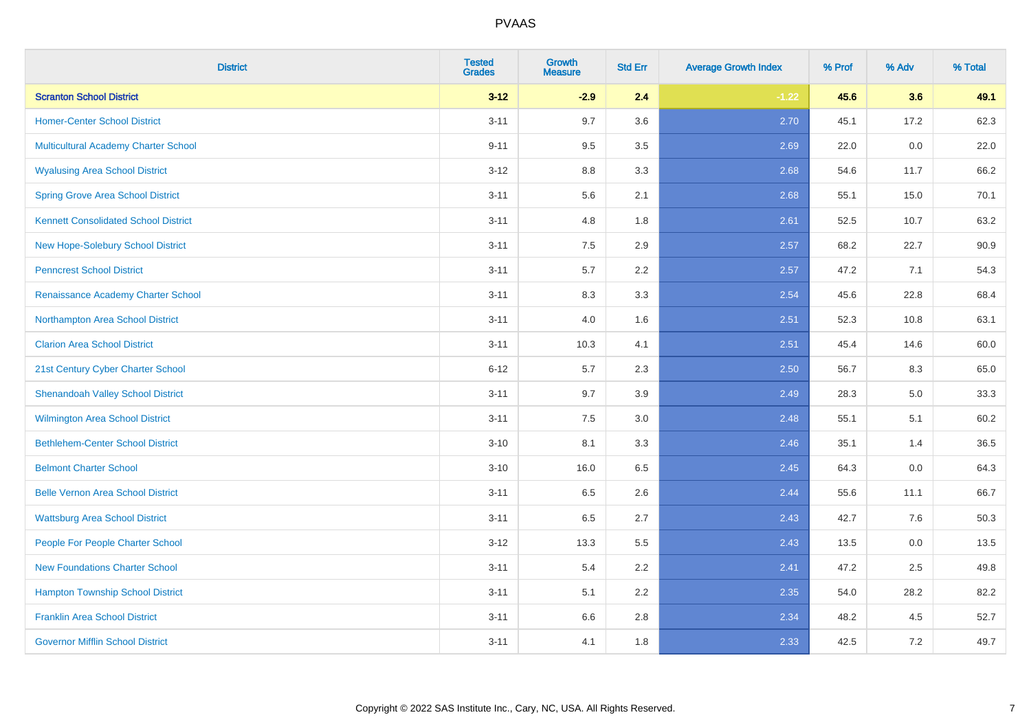# PVAAS

| District | Tested Grades | Growth Measure | Std Err | Average Growth Index | % Prof | % Adv | % Total |
|---|---|---|---|---|---|---|---|
| **Scranton School District** | **3-12** | **-2.9** | **2.4** | **-1.22** | **45.6** | **3.6** | **49.1** |
| Homer-Center School District | 3-11 | 9.7 | 3.6 | 2.70 | 45.1 | 17.2 | 62.3 |
| Multicultural Academy Charter School | 9-11 | 9.5 | 3.5 | 2.69 | 22.0 | 0.0 | 22.0 |
| Wyalusing Area School District | 3-12 | 8.8 | 3.3 | 2.68 | 54.6 | 11.7 | 66.2 |
| Spring Grove Area School District | 3-11 | 5.6 | 2.1 | 2.68 | 55.1 | 15.0 | 70.1 |
| Kennett Consolidated School District | 3-11 | 4.8 | 1.8 | 2.61 | 52.5 | 10.7 | 63.2 |
| New Hope-Solebury School District | 3-11 | 7.5 | 2.9 | 2.57 | 68.2 | 22.7 | 90.9 |
| Penncrest School District | 3-11 | 5.7 | 2.2 | 2.57 | 47.2 | 7.1 | 54.3 |
| Renaissance Academy Charter School | 3-11 | 8.3 | 3.3 | 2.54 | 45.6 | 22.8 | 68.4 |
| Northampton Area School District | 3-11 | 4.0 | 1.6 | 2.51 | 52.3 | 10.8 | 63.1 |
| Clarion Area School District | 3-11 | 10.3 | 4.1 | 2.51 | 45.4 | 14.6 | 60.0 |
| 21st Century Cyber Charter School | 6-12 | 5.7 | 2.3 | 2.50 | 56.7 | 8.3 | 65.0 |
| Shenandoah Valley School District | 3-11 | 9.7 | 3.9 | 2.49 | 28.3 | 5.0 | 33.3 |
| Wilmington Area School District | 3-11 | 7.5 | 3.0 | 2.48 | 55.1 | 5.1 | 60.2 |
| Bethlehem-Center School District | 3-10 | 8.1 | 3.3 | 2.46 | 35.1 | 1.4 | 36.5 |
| Belmont Charter School | 3-10 | 16.0 | 6.5 | 2.45 | 64.3 | 0.0 | 64.3 |
| Belle Vernon Area School District | 3-11 | 6.5 | 2.6 | 2.44 | 55.6 | 11.1 | 66.7 |
| Wattsburg Area School District | 3-11 | 6.5 | 2.7 | 2.43 | 42.7 | 7.6 | 50.3 |
| People For People Charter School | 3-12 | 13.3 | 5.5 | 2.43 | 13.5 | 0.0 | 13.5 |
| New Foundations Charter School | 3-11 | 5.4 | 2.2 | 2.41 | 47.2 | 2.5 | 49.8 |
| Hampton Township School District | 3-11 | 5.1 | 2.2 | 2.35 | 54.0 | 28.2 | 82.2 |
| Franklin Area School District | 3-11 | 6.6 | 2.8 | 2.34 | 48.2 | 4.5 | 52.7 |
| Governor Mifflin School District | 3-11 | 4.1 | 1.8 | 2.33 | 42.5 | 7.2 | 49.7 |

Copyright © 2022 SAS Institute Inc., Cary, NC, USA. All Rights Reserved.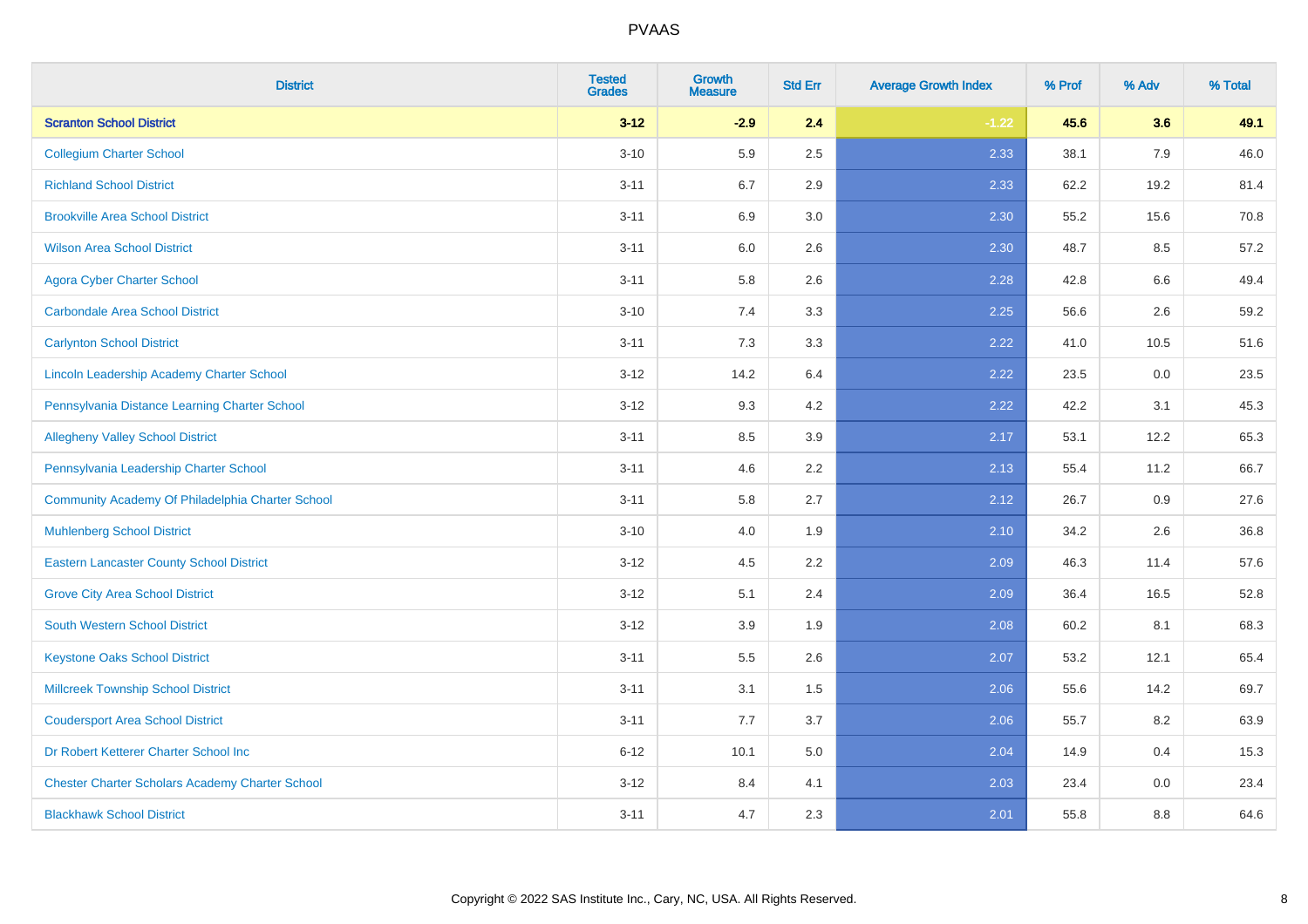# PVAAS

| District | Tested Grades | Growth Measure | Std Err | Average Growth Index | % Prof | % Adv | % Total |
|---|---|---|---|---|---|---|---|
| **Scranton School District** | **3-12** | **-2.9** | **2.4** | **-1.22** | **45.6** | **3.6** | **49.1** |
| Collegium Charter School | 3-10 | 5.9 | 2.5 | 2.33 | 38.1 | 7.9 | 46.0 |
| Richland School District | 3-11 | 6.7 | 2.9 | 2.33 | 62.2 | 19.2 | 81.4 |
| Brookville Area School District | 3-11 | 6.9 | 3.0 | 2.30 | 55.2 | 15.6 | 70.8 |
| Wilson Area School District | 3-11 | 6.0 | 2.6 | 2.30 | 48.7 | 8.5 | 57.2 |
| Agora Cyber Charter School | 3-11 | 5.8 | 2.6 | 2.28 | 42.8 | 6.6 | 49.4 |
| Carbondale Area School District | 3-10 | 7.4 | 3.3 | 2.25 | 56.6 | 2.6 | 59.2 |
| Carlynton School District | 3-11 | 7.3 | 3.3 | 2.22 | 41.0 | 10.5 | 51.6 |
| Lincoln Leadership Academy Charter School | 3-12 | 14.2 | 6.4 | 2.22 | 23.5 | 0.0 | 23.5 |
| Pennsylvania Distance Learning Charter School | 3-12 | 9.3 | 4.2 | 2.22 | 42.2 | 3.1 | 45.3 |
| Allegheny Valley School District | 3-11 | 8.5 | 3.9 | 2.17 | 53.1 | 12.2 | 65.3 |
| Pennsylvania Leadership Charter School | 3-11 | 4.6 | 2.2 | 2.13 | 55.4 | 11.2 | 66.7 |
| Community Academy Of Philadelphia Charter School | 3-11 | 5.8 | 2.7 | 2.12 | 26.7 | 0.9 | 27.6 |
| Muhlenberg School District | 3-10 | 4.0 | 1.9 | 2.10 | 34.2 | 2.6 | 36.8 |
| Eastern Lancaster County School District | 3-12 | 4.5 | 2.2 | 2.09 | 46.3 | 11.4 | 57.6 |
| Grove City Area School District | 3-12 | 5.1 | 2.4 | 2.09 | 36.4 | 16.5 | 52.8 |
| South Western School District | 3-12 | 3.9 | 1.9 | 2.08 | 60.2 | 8.1 | 68.3 |
| Keystone Oaks School District | 3-11 | 5.5 | 2.6 | 2.07 | 53.2 | 12.1 | 65.4 |
| Millcreek Township School District | 3-11 | 3.1 | 1.5 | 2.06 | 55.6 | 14.2 | 69.7 |
| Coudersport Area School District | 3-11 | 7.7 | 3.7 | 2.06 | 55.7 | 8.2 | 63.9 |
| Dr Robert Ketterer Charter School Inc | 6-12 | 10.1 | 5.0 | 2.04 | 14.9 | 0.4 | 15.3 |
| Chester Charter Scholars Academy Charter School | 3-12 | 8.4 | 4.1 | 2.03 | 23.4 | 0.0 | 23.4 |
| Blackhawk School District | 3-11 | 4.7 | 2.3 | 2.01 | 55.8 | 8.8 | 64.6 |

Copyright © 2022 SAS Institute Inc., Cary, NC, USA. All Rights Reserved.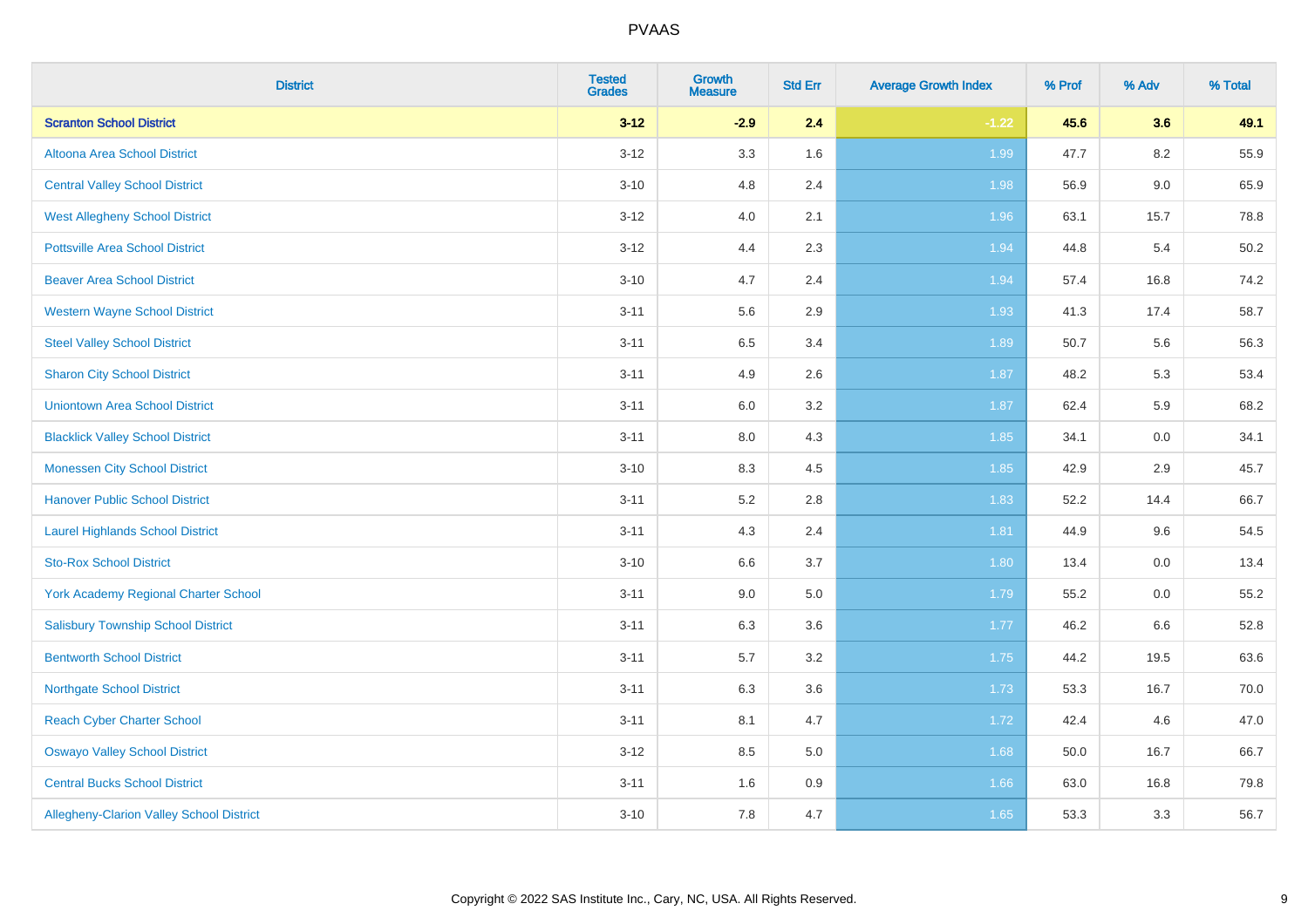| District | Tested Grades | Growth Measure | Std Err | Average Growth Index | % Prof | % Adv | % Total |
|---|---|---|---|---|---|---|---|
| **Scranton School District** | **3-12** | **-2.9** | **2.4** | **-1.22** | **45.6** | **3.6** | **49.1** |
| Altoona Area School District | 3-12 | 3.3 | 1.6 | 1.99 | 47.7 | 8.2 | 55.9 |
| Central Valley School District | 3-10 | 4.8 | 2.4 | 1.98 | 56.9 | 9.0 | 65.9 |
| West Allegheny School District | 3-12 | 4.0 | 2.1 | 1.96 | 63.1 | 15.7 | 78.8 |
| Pottsville Area School District | 3-12 | 4.4 | 2.3 | 1.94 | 44.8 | 5.4 | 50.2 |
| Beaver Area School District | 3-10 | 4.7 | 2.4 | 1.94 | 57.4 | 16.8 | 74.2 |
| Western Wayne School District | 3-11 | 5.6 | 2.9 | 1.93 | 41.3 | 17.4 | 58.7 |
| Steel Valley School District | 3-11 | 6.5 | 3.4 | 1.89 | 50.7 | 5.6 | 56.3 |
| Sharon City School District | 3-11 | 4.9 | 2.6 | 1.87 | 48.2 | 5.3 | 53.4 |
| Uniontown Area School District | 3-11 | 6.0 | 3.2 | 1.87 | 62.4 | 5.9 | 68.2 |
| Blacklick Valley School District | 3-11 | 8.0 | 4.3 | 1.85 | 34.1 | 0.0 | 34.1 |
| Monessen City School District | 3-10 | 8.3 | 4.5 | 1.85 | 42.9 | 2.9 | 45.7 |
| Hanover Public School District | 3-11 | 5.2 | 2.8 | 1.83 | 52.2 | 14.4 | 66.7 |
| Laurel Highlands School District | 3-11 | 4.3 | 2.4 | 1.81 | 44.9 | 9.6 | 54.5 |
| Sto-Rox School District | 3-10 | 6.6 | 3.7 | 1.80 | 13.4 | 0.0 | 13.4 |
| York Academy Regional Charter School | 3-11 | 9.0 | 5.0 | 1.79 | 55.2 | 0.0 | 55.2 |
| Salisbury Township School District | 3-11 | 6.3 | 3.6 | 1.77 | 46.2 | 6.6 | 52.8 |
| Bentworth School District | 3-11 | 5.7 | 3.2 | 1.75 | 44.2 | 19.5 | 63.6 |
| Northgate School District | 3-11 | 6.3 | 3.6 | 1.73 | 53.3 | 16.7 | 70.0 |
| Reach Cyber Charter School | 3-11 | 8.1 | 4.7 | 1.72 | 42.4 | 4.6 | 47.0 |
| Oswayo Valley School District | 3-12 | 8.5 | 5.0 | 1.68 | 50.0 | 16.7 | 66.7 |
| Central Bucks School District | 3-11 | 1.6 | 0.9 | 1.66 | 63.0 | 16.8 | 79.8 |
| Allegheny-Clarion Valley School District | 3-10 | 7.8 | 4.7 | 1.65 | 53.3 | 3.3 | 56.7 |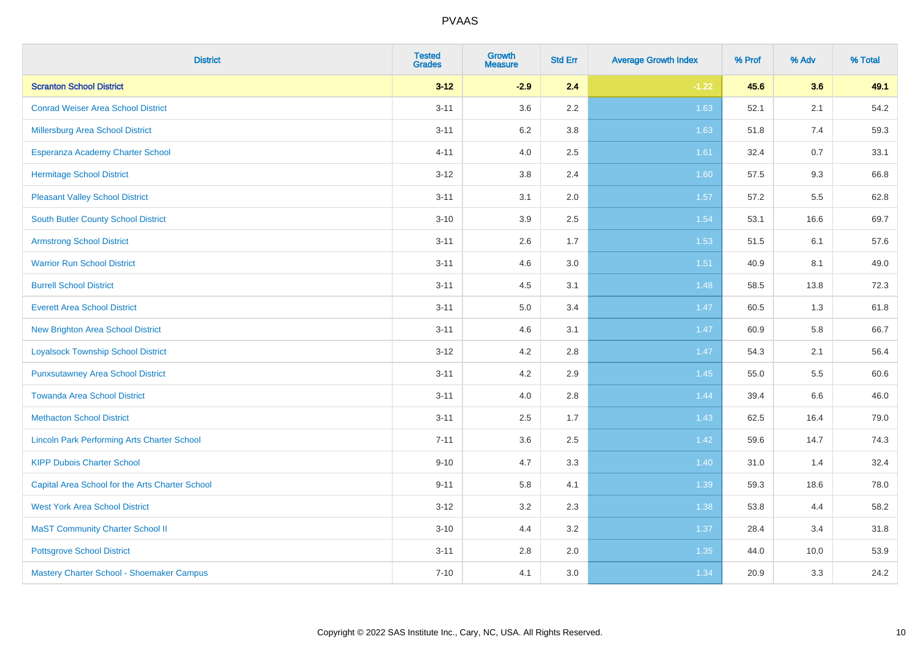# PVAAS

| District | Tested Grades | Growth Measure | Std Err | Average Growth Index | % Prof | % Adv | % Total |
|---|---|---|---|---|---|---|---|
| **Scranton School District** | **3-12** | **-2.9** | **2.4** | **-1.22** | **45.6** | **3.6** | **49.1** |
| Conrad Weiser Area School District | 3-11 | 3.6 | 2.2 | 1.63 | 52.1 | 2.1 | 54.2 |
| Millersburg Area School District | 3-11 | 6.2 | 3.8 | 1.63 | 51.8 | 7.4 | 59.3 |
| Esperanza Academy Charter School | 4-11 | 4.0 | 2.5 | 1.61 | 32.4 | 0.7 | 33.1 |
| Hermitage School District | 3-12 | 3.8 | 2.4 | 1.60 | 57.5 | 9.3 | 66.8 |
| Pleasant Valley School District | 3-11 | 3.1 | 2.0 | 1.57 | 57.2 | 5.5 | 62.8 |
| South Butler County School District | 3-10 | 3.9 | 2.5 | 1.54 | 53.1 | 16.6 | 69.7 |
| Armstrong School District | 3-11 | 2.6 | 1.7 | 1.53 | 51.5 | 6.1 | 57.6 |
| Warrior Run School District | 3-11 | 4.6 | 3.0 | 1.51 | 40.9 | 8.1 | 49.0 |
| Burrell School District | 3-11 | 4.5 | 3.1 | 1.48 | 58.5 | 13.8 | 72.3 |
| Everett Area School District | 3-11 | 5.0 | 3.4 | 1.47 | 60.5 | 1.3 | 61.8 |
| New Brighton Area School District | 3-11 | 4.6 | 3.1 | 1.47 | 60.9 | 5.8 | 66.7 |
| Loyalsock Township School District | 3-12 | 4.2 | 2.8 | 1.47 | 54.3 | 2.1 | 56.4 |
| Punxsutawney Area School District | 3-11 | 4.2 | 2.9 | 1.45 | 55.0 | 5.5 | 60.6 |
| Towanda Area School District | 3-11 | 4.0 | 2.8 | 1.44 | 39.4 | 6.6 | 46.0 |
| Methacton School District | 3-11 | 2.5 | 1.7 | 1.43 | 62.5 | 16.4 | 79.0 |
| Lincoln Park Performing Arts Charter School | 7-11 | 3.6 | 2.5 | 1.42 | 59.6 | 14.7 | 74.3 |
| KIPP Dubois Charter School | 9-10 | 4.7 | 3.3 | 1.40 | 31.0 | 1.4 | 32.4 |
| Capital Area School for the Arts Charter School | 9-11 | 5.8 | 4.1 | 1.39 | 59.3 | 18.6 | 78.0 |
| West York Area School District | 3-12 | 3.2 | 2.3 | 1.38 | 53.8 | 4.4 | 58.2 |
| MaST Community Charter School II | 3-10 | 4.4 | 3.2 | 1.37 | 28.4 | 3.4 | 31.8 |
| Pottsgrove School District | 3-11 | 2.8 | 2.0 | 1.35 | 44.0 | 10.0 | 53.9 |
| Mastery Charter School - Shoemaker Campus | 7-10 | 4.1 | 3.0 | 1.34 | 20.9 | 3.3 | 24.2 |

Copyright © 2022 SAS Institute Inc., Cary, NC, USA. All Rights Reserved.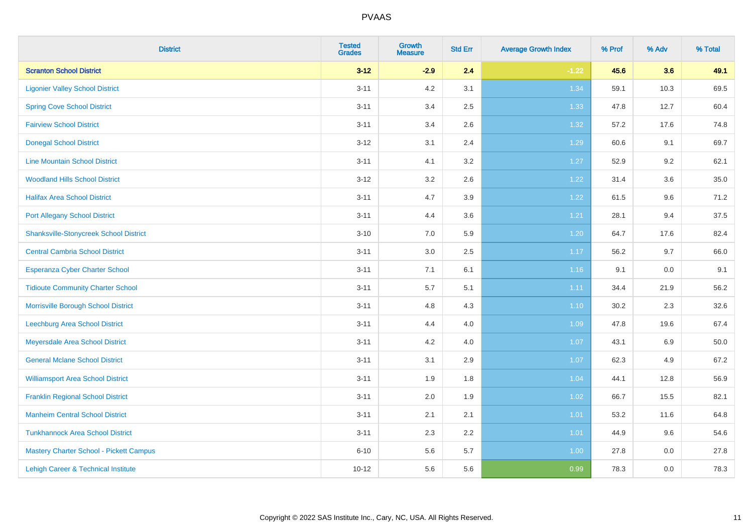# PVAAS

| District | Tested Grades | Growth Measure | Std Err | Average Growth Index | % Prof | % Adv | % Total |
|---|---|---|---|---|---|---|---|
| **Scranton School District** | **3-12** | **-2.9** | **2.4** | **-1.22** | **45.6** | **3.6** | **49.1** |
| Ligonier Valley School District | 3-11 | 4.2 | 3.1 | 1.34 | 59.1 | 10.3 | 69.5 |
| Spring Cove School District | 3-11 | 3.4 | 2.5 | 1.33 | 47.8 | 12.7 | 60.4 |
| Fairview School District | 3-11 | 3.4 | 2.6 | 1.32 | 57.2 | 17.6 | 74.8 |
| Donegal School District | 3-12 | 3.1 | 2.4 | 1.29 | 60.6 | 9.1 | 69.7 |
| Line Mountain School District | 3-11 | 4.1 | 3.2 | 1.27 | 52.9 | 9.2 | 62.1 |
| Woodland Hills School District | 3-12 | 3.2 | 2.6 | 1.22 | 31.4 | 3.6 | 35.0 |
| Halifax Area School District | 3-11 | 4.7 | 3.9 | 1.22 | 61.5 | 9.6 | 71.2 |
| Port Allegany School District | 3-11 | 4.4 | 3.6 | 1.21 | 28.1 | 9.4 | 37.5 |
| Shanksville-Stonycreek School District | 3-10 | 7.0 | 5.9 | 1.20 | 64.7 | 17.6 | 82.4 |
| Central Cambria School District | 3-11 | 3.0 | 2.5 | 1.17 | 56.2 | 9.7 | 66.0 |
| Esperanza Cyber Charter School | 3-11 | 7.1 | 6.1 | 1.16 | 9.1 | 0.0 | 9.1 |
| Tidioute Community Charter School | 3-11 | 5.7 | 5.1 | 1.11 | 34.4 | 21.9 | 56.2 |
| Morrisville Borough School District | 3-11 | 4.8 | 4.3 | 1.10 | 30.2 | 2.3 | 32.6 |
| Leechburg Area School District | 3-11 | 4.4 | 4.0 | 1.09 | 47.8 | 19.6 | 67.4 |
| Meyersdale Area School District | 3-11 | 4.2 | 4.0 | 1.07 | 43.1 | 6.9 | 50.0 |
| General Mclane School District | 3-11 | 3.1 | 2.9 | 1.07 | 62.3 | 4.9 | 67.2 |
| Williamsport Area School District | 3-11 | 1.9 | 1.8 | 1.04 | 44.1 | 12.8 | 56.9 |
| Franklin Regional School District | 3-11 | 2.0 | 1.9 | 1.02 | 66.7 | 15.5 | 82.1 |
| Manheim Central School District | 3-11 | 2.1 | 2.1 | 1.01 | 53.2 | 11.6 | 64.8 |
| Tunkhannock Area School District | 3-11 | 2.3 | 2.2 | 1.01 | 44.9 | 9.6 | 54.6 |
| Mastery Charter School - Pickett Campus | 6-10 | 5.6 | 5.7 | 1.00 | 27.8 | 0.0 | 27.8 |
| Lehigh Career & Technical Institute | 10-12 | 5.6 | 5.6 | 0.99 | 78.3 | 0.0 | 78.3 |

Copyright © 2022 SAS Institute Inc., Cary, NC, USA. All Rights Reserved.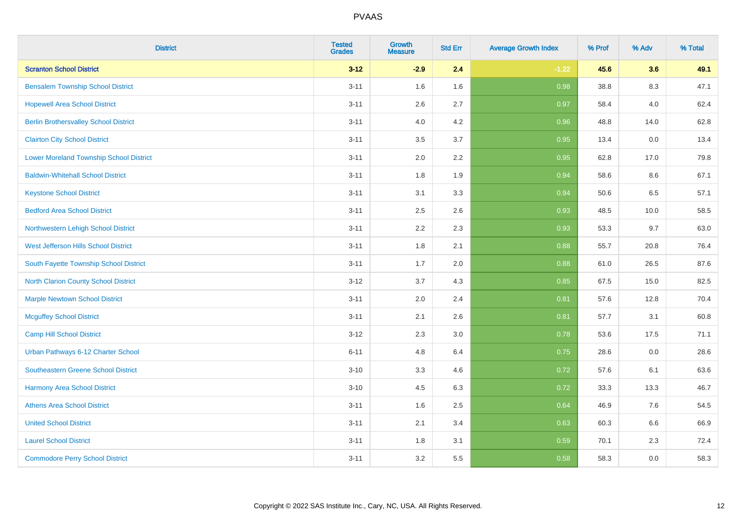# PVAAS

| District | Tested Grades | Growth Measure | Std Err | Average Growth Index | % Prof | % Adv | % Total |
|---|---|---|---|---|---|---|---|
| **Scranton School District** | **3-12** | **-2.9** | **2.4** | **-1.22** | **45.6** | **3.6** | **49.1** |
| Bensalem Township School District | 3-11 | 1.6 | 1.6 | 0.98 | 38.8 | 8.3 | 47.1 |
| Hopewell Area School District | 3-11 | 2.6 | 2.7 | 0.97 | 58.4 | 4.0 | 62.4 |
| Berlin Brothersvalley School District | 3-11 | 4.0 | 4.2 | 0.96 | 48.8 | 14.0 | 62.8 |
| Clairton City School District | 3-11 | 3.5 | 3.7 | 0.95 | 13.4 | 0.0 | 13.4 |
| Lower Moreland Township School District | 3-11 | 2.0 | 2.2 | 0.95 | 62.8 | 17.0 | 79.8 |
| Baldwin-Whitehall School District | 3-11 | 1.8 | 1.9 | 0.94 | 58.6 | 8.6 | 67.1 |
| Keystone School District | 3-11 | 3.1 | 3.3 | 0.94 | 50.6 | 6.5 | 57.1 |
| Bedford Area School District | 3-11 | 2.5 | 2.6 | 0.93 | 48.5 | 10.0 | 58.5 |
| Northwestern Lehigh School District | 3-11 | 2.2 | 2.3 | 0.93 | 53.3 | 9.7 | 63.0 |
| West Jefferson Hills School District | 3-11 | 1.8 | 2.1 | 0.88 | 55.7 | 20.8 | 76.4 |
| South Fayette Township School District | 3-11 | 1.7 | 2.0 | 0.88 | 61.0 | 26.5 | 87.6 |
| North Clarion County School District | 3-12 | 3.7 | 4.3 | 0.85 | 67.5 | 15.0 | 82.5 |
| Marple Newtown School District | 3-11 | 2.0 | 2.4 | 0.81 | 57.6 | 12.8 | 70.4 |
| Mcguffey School District | 3-11 | 2.1 | 2.6 | 0.81 | 57.7 | 3.1 | 60.8 |
| Camp Hill School District | 3-12 | 2.3 | 3.0 | 0.78 | 53.6 | 17.5 | 71.1 |
| Urban Pathways 6-12 Charter School | 6-11 | 4.8 | 6.4 | 0.75 | 28.6 | 0.0 | 28.6 |
| Southeastern Greene School District | 3-10 | 3.3 | 4.6 | 0.72 | 57.6 | 6.1 | 63.6 |
| Harmony Area School District | 3-10 | 4.5 | 6.3 | 0.72 | 33.3 | 13.3 | 46.7 |
| Athens Area School District | 3-11 | 1.6 | 2.5 | 0.64 | 46.9 | 7.6 | 54.5 |
| United School District | 3-11 | 2.1 | 3.4 | 0.63 | 60.3 | 6.6 | 66.9 |
| Laurel School District | 3-11 | 1.8 | 3.1 | 0.59 | 70.1 | 2.3 | 72.4 |
| Commodore Perry School District | 3-11 | 3.2 | 5.5 | 0.58 | 58.3 | 0.0 | 58.3 |

Copyright © 2022 SAS Institute Inc., Cary, NC, USA. All Rights Reserved.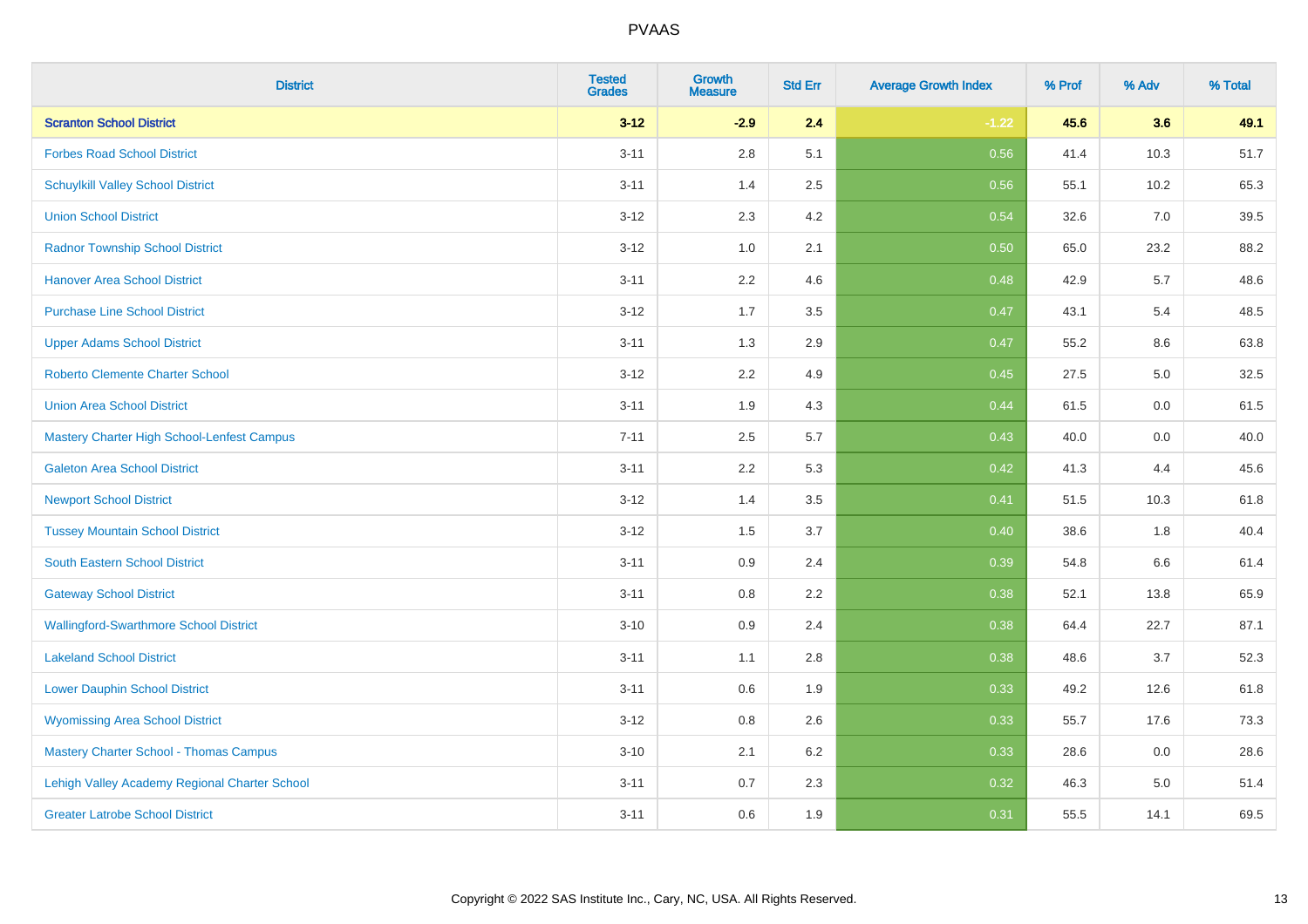PVAAS

| District | Tested Grades | Growth Measure | Std Err | Average Growth Index | % Prof | % Adv | % Total |
|---|---|---|---|---|---|---|---|
| **Scranton School District** | **3-12** | **-2.9** | **2.4** | **-1.22** | **45.6** | **3.6** | **49.1** |
| Forbes Road School District | 3-11 | 2.8 | 5.1 | 0.56 | 41.4 | 10.3 | 51.7 |
| Schuylkill Valley School District | 3-11 | 1.4 | 2.5 | 0.56 | 55.1 | 10.2 | 65.3 |
| Union School District | 3-12 | 2.3 | 4.2 | 0.54 | 32.6 | 7.0 | 39.5 |
| Radnor Township School District | 3-12 | 1.0 | 2.1 | 0.50 | 65.0 | 23.2 | 88.2 |
| Hanover Area School District | 3-11 | 2.2 | 4.6 | 0.48 | 42.9 | 5.7 | 48.6 |
| Purchase Line School District | 3-12 | 1.7 | 3.5 | 0.47 | 43.1 | 5.4 | 48.5 |
| Upper Adams School District | 3-11 | 1.3 | 2.9 | 0.47 | 55.2 | 8.6 | 63.8 |
| Roberto Clemente Charter School | 3-12 | 2.2 | 4.9 | 0.45 | 27.5 | 5.0 | 32.5 |
| Union Area School District | 3-11 | 1.9 | 4.3 | 0.44 | 61.5 | 0.0 | 61.5 |
| Mastery Charter High School-Lenfest Campus | 7-11 | 2.5 | 5.7 | 0.43 | 40.0 | 0.0 | 40.0 |
| Galeton Area School District | 3-11 | 2.2 | 5.3 | 0.42 | 41.3 | 4.4 | 45.6 |
| Newport School District | 3-12 | 1.4 | 3.5 | 0.41 | 51.5 | 10.3 | 61.8 |
| Tussey Mountain School District | 3-12 | 1.5 | 3.7 | 0.40 | 38.6 | 1.8 | 40.4 |
| South Eastern School District | 3-11 | 0.9 | 2.4 | 0.39 | 54.8 | 6.6 | 61.4 |
| Gateway School District | 3-11 | 0.8 | 2.2 | 0.38 | 52.1 | 13.8 | 65.9 |
| Wallingford-Swarthmore School District | 3-10 | 0.9 | 2.4 | 0.38 | 64.4 | 22.7 | 87.1 |
| Lakeland School District | 3-11 | 1.1 | 2.8 | 0.38 | 48.6 | 3.7 | 52.3 |
| Lower Dauphin School District | 3-11 | 0.6 | 1.9 | 0.33 | 49.2 | 12.6 | 61.8 |
| Wyomissing Area School District | 3-12 | 0.8 | 2.6 | 0.33 | 55.7 | 17.6 | 73.3 |
| Mastery Charter School - Thomas Campus | 3-10 | 2.1 | 6.2 | 0.33 | 28.6 | 0.0 | 28.6 |
| Lehigh Valley Academy Regional Charter School | 3-11 | 0.7 | 2.3 | 0.32 | 46.3 | 5.0 | 51.4 |
| Greater Latrobe School District | 3-11 | 0.6 | 1.9 | 0.31 | 55.5 | 14.1 | 69.5 |

Copyright © 2022 SAS Institute Inc., Cary, NC, USA. All Rights Reserved.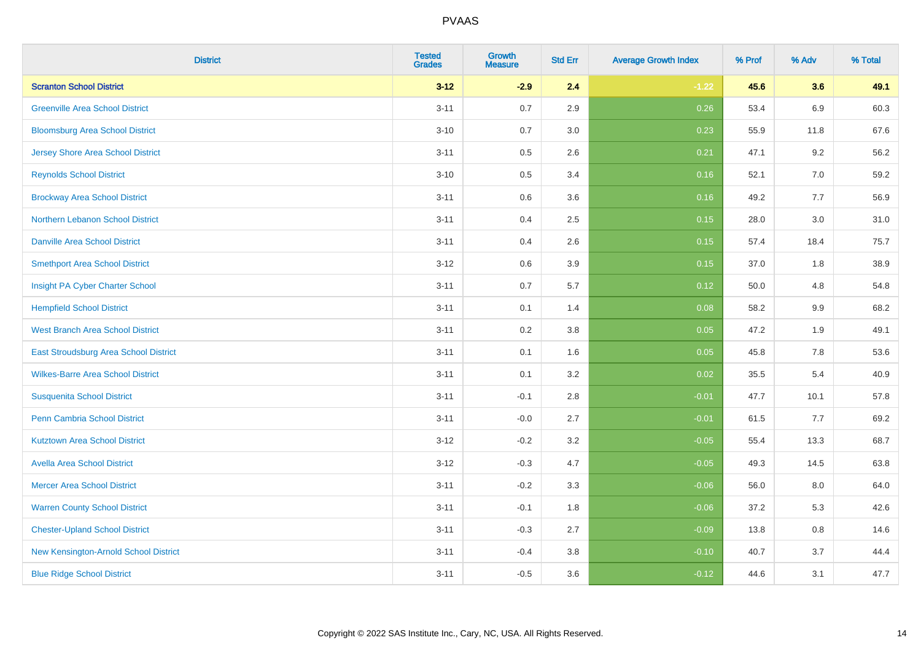# PVAAS

| District | Tested Grades | Growth Measure | Std Err | Average Growth Index | % Prof | % Adv | % Total |
|---|---|---|---|---|---|---|---|
| **Scranton School District** | **3-12** | **-2.9** | **2.4** | **-1.22** | **45.6** | **3.6** | **49.1** |
| Greenville Area School District | 3-11 | 0.7 | 2.9 | 0.26 | 53.4 | 6.9 | 60.3 |
| Bloomsburg Area School District | 3-10 | 0.7 | 3.0 | 0.23 | 55.9 | 11.8 | 67.6 |
| Jersey Shore Area School District | 3-11 | 0.5 | 2.6 | 0.21 | 47.1 | 9.2 | 56.2 |
| Reynolds School District | 3-10 | 0.5 | 3.4 | 0.16 | 52.1 | 7.0 | 59.2 |
| Brockway Area School District | 3-11 | 0.6 | 3.6 | 0.16 | 49.2 | 7.7 | 56.9 |
| Northern Lebanon School District | 3-11 | 0.4 | 2.5 | 0.15 | 28.0 | 3.0 | 31.0 |
| Danville Area School District | 3-11 | 0.4 | 2.6 | 0.15 | 57.4 | 18.4 | 75.7 |
| Smethport Area School District | 3-12 | 0.6 | 3.9 | 0.15 | 37.0 | 1.8 | 38.9 |
| Insight PA Cyber Charter School | 3-11 | 0.7 | 5.7 | 0.12 | 50.0 | 4.8 | 54.8 |
| Hempfield School District | 3-11 | 0.1 | 1.4 | 0.08 | 58.2 | 9.9 | 68.2 |
| West Branch Area School District | 3-11 | 0.2 | 3.8 | 0.05 | 47.2 | 1.9 | 49.1 |
| East Stroudsburg Area School District | 3-11 | 0.1 | 1.6 | 0.05 | 45.8 | 7.8 | 53.6 |
| Wilkes-Barre Area School District | 3-11 | 0.1 | 3.2 | 0.02 | 35.5 | 5.4 | 40.9 |
| Susquenita School District | 3-11 | -0.1 | 2.8 | -0.01 | 47.7 | 10.1 | 57.8 |
| Penn Cambria School District | 3-11 | -0.0 | 2.7 | -0.01 | 61.5 | 7.7 | 69.2 |
| Kutztown Area School District | 3-12 | -0.2 | 3.2 | -0.05 | 55.4 | 13.3 | 68.7 |
| Avella Area School District | 3-12 | -0.3 | 4.7 | -0.05 | 49.3 | 14.5 | 63.8 |
| Mercer Area School District | 3-11 | -0.2 | 3.3 | -0.06 | 56.0 | 8.0 | 64.0 |
| Warren County School District | 3-11 | -0.1 | 1.8 | -0.06 | 37.2 | 5.3 | 42.6 |
| Chester-Upland School District | 3-11 | -0.3 | 2.7 | -0.09 | 13.8 | 0.8 | 14.6 |
| New Kensington-Arnold School District | 3-11 | -0.4 | 3.8 | -0.10 | 40.7 | 3.7 | 44.4 |
| Blue Ridge School District | 3-11 | -0.5 | 3.6 | -0.12 | 44.6 | 3.1 | 47.7 |

Copyright © 2022 SAS Institute Inc., Cary, NC, USA. All Rights Reserved.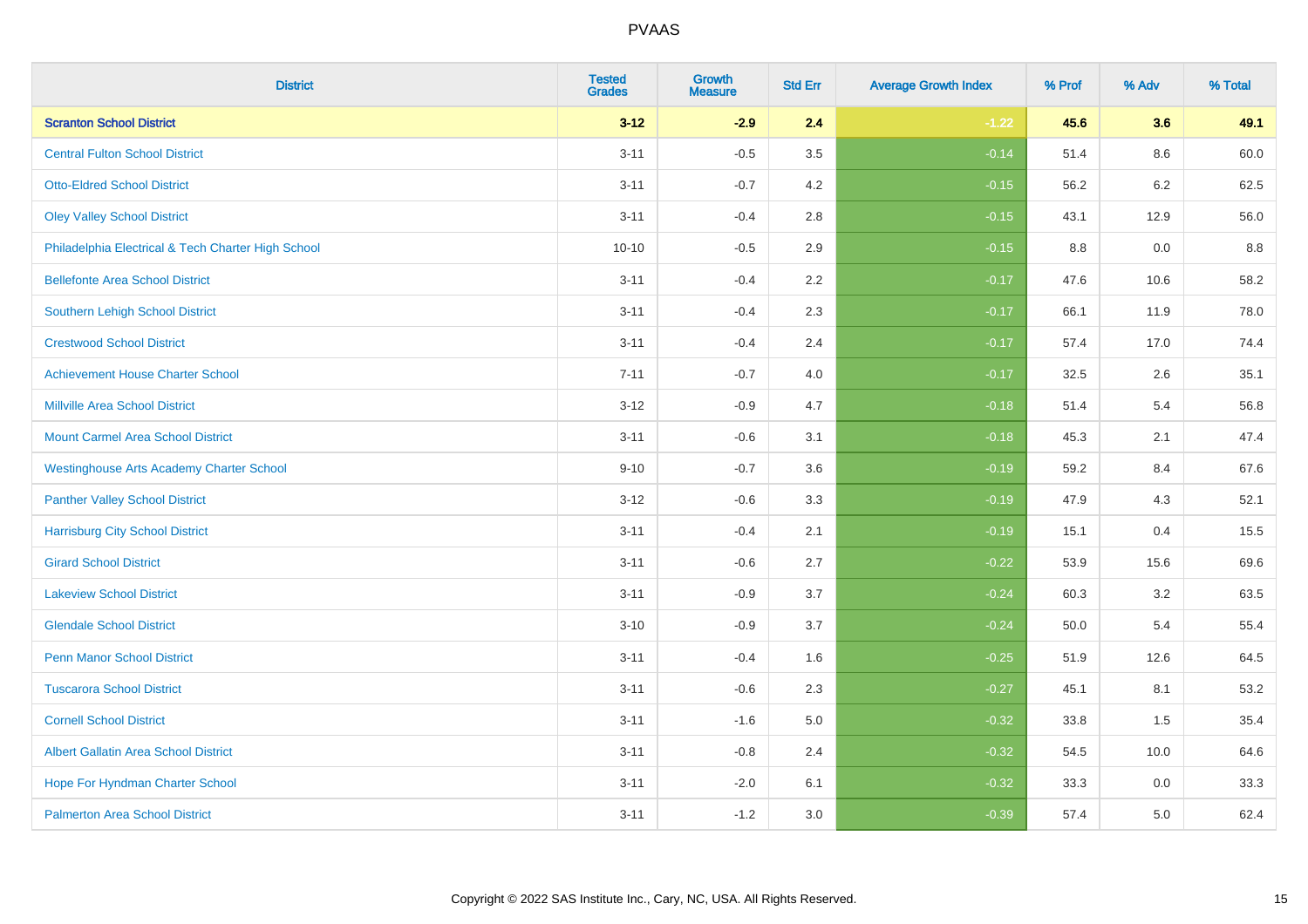# PVAAS

| District | Tested Grades | Growth Measure | Std Err | Average Growth Index | % Prof | % Adv | % Total |
|---|---|---|---|---|---|---|---|
| **Scranton School District** | **3-12** | **-2.9** | **2.4** | **-1.22** | **45.6** | **3.6** | **49.1** |
| Central Fulton School District | 3-11 | -0.5 | 3.5 | -0.14 | 51.4 | 8.6 | 60.0 |
| Otto-Eldred School District | 3-11 | -0.7 | 4.2 | -0.15 | 56.2 | 6.2 | 62.5 |
| Oley Valley School District | 3-11 | -0.4 | 2.8 | -0.15 | 43.1 | 12.9 | 56.0 |
| Philadelphia Electrical & Tech Charter High School | 10-10 | -0.5 | 2.9 | -0.15 | 8.8 | 0.0 | 8.8 |
| Bellefonte Area School District | 3-11 | -0.4 | 2.2 | -0.17 | 47.6 | 10.6 | 58.2 |
| Southern Lehigh School District | 3-11 | -0.4 | 2.3 | -0.17 | 66.1 | 11.9 | 78.0 |
| Crestwood School District | 3-11 | -0.4 | 2.4 | -0.17 | 57.4 | 17.0 | 74.4 |
| Achievement House Charter School | 7-11 | -0.7 | 4.0 | -0.17 | 32.5 | 2.6 | 35.1 |
| Millville Area School District | 3-12 | -0.9 | 4.7 | -0.18 | 51.4 | 5.4 | 56.8 |
| Mount Carmel Area School District | 3-11 | -0.6 | 3.1 | -0.18 | 45.3 | 2.1 | 47.4 |
| Westinghouse Arts Academy Charter School | 9-10 | -0.7 | 3.6 | -0.19 | 59.2 | 8.4 | 67.6 |
| Panther Valley School District | 3-12 | -0.6 | 3.3 | -0.19 | 47.9 | 4.3 | 52.1 |
| Harrisburg City School District | 3-11 | -0.4 | 2.1 | -0.19 | 15.1 | 0.4 | 15.5 |
| Girard School District | 3-11 | -0.6 | 2.7 | -0.22 | 53.9 | 15.6 | 69.6 |
| Lakeview School District | 3-11 | -0.9 | 3.7 | -0.24 | 60.3 | 3.2 | 63.5 |
| Glendale School District | 3-10 | -0.9 | 3.7 | -0.24 | 50.0 | 5.4 | 55.4 |
| Penn Manor School District | 3-11 | -0.4 | 1.6 | -0.25 | 51.9 | 12.6 | 64.5 |
| Tuscarora School District | 3-11 | -0.6 | 2.3 | -0.27 | 45.1 | 8.1 | 53.2 |
| Cornell School District | 3-11 | -1.6 | 5.0 | -0.32 | 33.8 | 1.5 | 35.4 |
| Albert Gallatin Area School District | 3-11 | -0.8 | 2.4 | -0.32 | 54.5 | 10.0 | 64.6 |
| Hope For Hyndman Charter School | 3-11 | -2.0 | 6.1 | -0.32 | 33.3 | 0.0 | 33.3 |
| Palmerton Area School District | 3-11 | -1.2 | 3.0 | -0.39 | 57.4 | 5.0 | 62.4 |

Copyright © 2022 SAS Institute Inc., Cary, NC, USA. All Rights Reserved.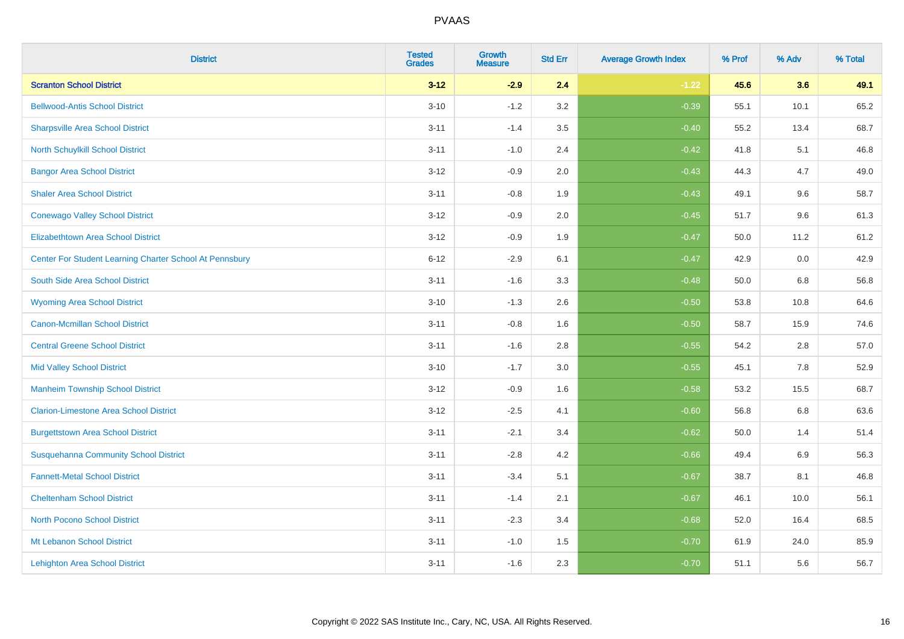# PVAAS

| District | Tested Grades | Growth Measure | Std Err | Average Growth Index | % Prof | % Adv | % Total |
|---|---|---|---|---|---|---|---|
| **Scranton School District** | **3-12** | **-2.9** | **2.4** | **-1.22** | **45.6** | **3.6** | **49.1** |
| Bellwood-Antis School District | 3-10 | -1.2 | 3.2 | -0.39 | 55.1 | 10.1 | 65.2 |
| Sharpsville Area School District | 3-11 | -1.4 | 3.5 | -0.40 | 55.2 | 13.4 | 68.7 |
| North Schuylkill School District | 3-11 | -1.0 | 2.4 | -0.42 | 41.8 | 5.1 | 46.8 |
| Bangor Area School District | 3-12 | -0.9 | 2.0 | -0.43 | 44.3 | 4.7 | 49.0 |
| Shaler Area School District | 3-11 | -0.8 | 1.9 | -0.43 | 49.1 | 9.6 | 58.7 |
| Conewago Valley School District | 3-12 | -0.9 | 2.0 | -0.45 | 51.7 | 9.6 | 61.3 |
| Elizabethtown Area School District | 3-12 | -0.9 | 1.9 | -0.47 | 50.0 | 11.2 | 61.2 |
| Center For Student Learning Charter School At Pennsbury | 6-12 | -2.9 | 6.1 | -0.47 | 42.9 | 0.0 | 42.9 |
| South Side Area School District | 3-11 | -1.6 | 3.3 | -0.48 | 50.0 | 6.8 | 56.8 |
| Wyoming Area School District | 3-10 | -1.3 | 2.6 | -0.50 | 53.8 | 10.8 | 64.6 |
| Canon-Mcmillan School District | 3-11 | -0.8 | 1.6 | -0.50 | 58.7 | 15.9 | 74.6 |
| Central Greene School District | 3-11 | -1.6 | 2.8 | -0.55 | 54.2 | 2.8 | 57.0 |
| Mid Valley School District | 3-10 | -1.7 | 3.0 | -0.55 | 45.1 | 7.8 | 52.9 |
| Manheim Township School District | 3-12 | -0.9 | 1.6 | -0.58 | 53.2 | 15.5 | 68.7 |
| Clarion-Limestone Area School District | 3-12 | -2.5 | 4.1 | -0.60 | 56.8 | 6.8 | 63.6 |
| Burgettstown Area School District | 3-11 | -2.1 | 3.4 | -0.62 | 50.0 | 1.4 | 51.4 |
| Susquehanna Community School District | 3-11 | -2.8 | 4.2 | -0.66 | 49.4 | 6.9 | 56.3 |
| Fannett-Metal School District | 3-11 | -3.4 | 5.1 | -0.67 | 38.7 | 8.1 | 46.8 |
| Cheltenham School District | 3-11 | -1.4 | 2.1 | -0.67 | 46.1 | 10.0 | 56.1 |
| North Pocono School District | 3-11 | -2.3 | 3.4 | -0.68 | 52.0 | 16.4 | 68.5 |
| Mt Lebanon School District | 3-11 | -1.0 | 1.5 | -0.70 | 61.9 | 24.0 | 85.9 |
| Lehighton Area School District | 3-11 | -1.6 | 2.3 | -0.70 | 51.1 | 5.6 | 56.7 |

Copyright © 2022 SAS Institute Inc., Cary, NC, USA. All Rights Reserved.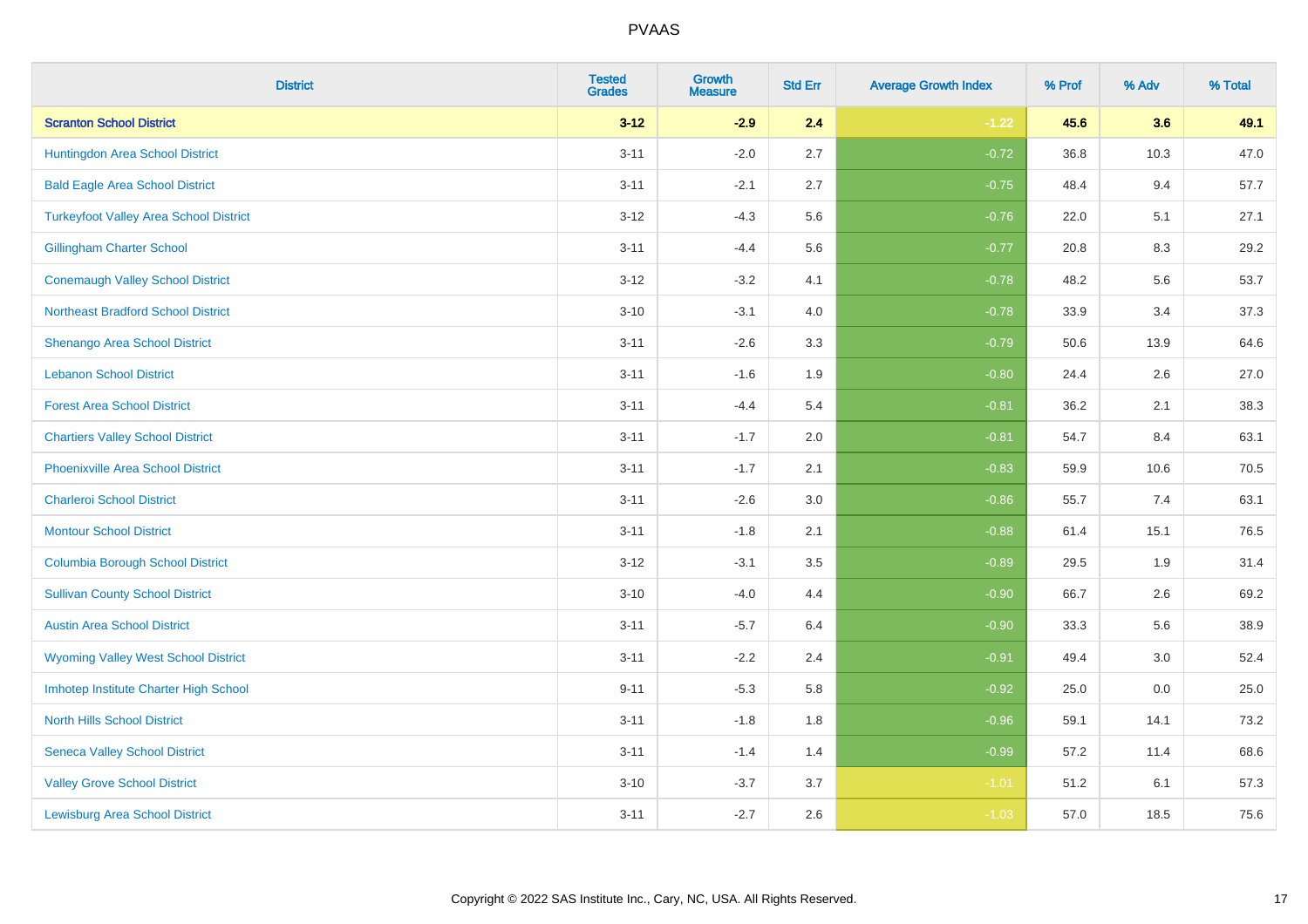# PVAAS

| District | Tested Grades | Growth Measure | Std Err | Average Growth Index | % Prof | % Adv | % Total |
|---|---|---|---|---|---|---|---|
| **Scranton School District** | **3-12** | **-2.9** | **2.4** | **-1.22** | **45.6** | **3.6** | **49.1** |
| Huntingdon Area School District | 3-11 | -2.0 | 2.7 | -0.72 | 36.8 | 10.3 | 47.0 |
| Bald Eagle Area School District | 3-11 | -2.1 | 2.7 | -0.75 | 48.4 | 9.4 | 57.7 |
| Turkeyfoot Valley Area School District | 3-12 | -4.3 | 5.6 | -0.76 | 22.0 | 5.1 | 27.1 |
| Gillingham Charter School | 3-11 | -4.4 | 5.6 | -0.77 | 20.8 | 8.3 | 29.2 |
| Conemaugh Valley School District | 3-12 | -3.2 | 4.1 | -0.78 | 48.2 | 5.6 | 53.7 |
| Northeast Bradford School District | 3-10 | -3.1 | 4.0 | -0.78 | 33.9 | 3.4 | 37.3 |
| Shenango Area School District | 3-11 | -2.6 | 3.3 | -0.79 | 50.6 | 13.9 | 64.6 |
| Lebanon School District | 3-11 | -1.6 | 1.9 | -0.80 | 24.4 | 2.6 | 27.0 |
| Forest Area School District | 3-11 | -4.4 | 5.4 | -0.81 | 36.2 | 2.1 | 38.3 |
| Chartiers Valley School District | 3-11 | -1.7 | 2.0 | -0.81 | 54.7 | 8.4 | 63.1 |
| Phoenixville Area School District | 3-11 | -1.7 | 2.1 | -0.83 | 59.9 | 10.6 | 70.5 |
| Charleroi School District | 3-11 | -2.6 | 3.0 | -0.86 | 55.7 | 7.4 | 63.1 |
| Montour School District | 3-11 | -1.8 | 2.1 | -0.88 | 61.4 | 15.1 | 76.5 |
| Columbia Borough School District | 3-12 | -3.1 | 3.5 | -0.89 | 29.5 | 1.9 | 31.4 |
| Sullivan County School District | 3-10 | -4.0 | 4.4 | -0.90 | 66.7 | 2.6 | 69.2 |
| Austin Area School District | 3-11 | -5.7 | 6.4 | -0.90 | 33.3 | 5.6 | 38.9 |
| Wyoming Valley West School District | 3-11 | -2.2 | 2.4 | -0.91 | 49.4 | 3.0 | 52.4 |
| Imhotep Institute Charter High School | 9-11 | -5.3 | 5.8 | -0.92 | 25.0 | 0.0 | 25.0 |
| North Hills School District | 3-11 | -1.8 | 1.8 | -0.96 | 59.1 | 14.1 | 73.2 |
| Seneca Valley School District | 3-11 | -1.4 | 1.4 | -0.99 | 57.2 | 11.4 | 68.6 |
| Valley Grove School District | 3-10 | -3.7 | 3.7 | -1.01 | 51.2 | 6.1 | 57.3 |
| Lewisburg Area School District | 3-11 | -2.7 | 2.6 | -1.03 | 57.0 | 18.5 | 75.6 |

Copyright © 2022 SAS Institute Inc., Cary, NC, USA. All Rights Reserved.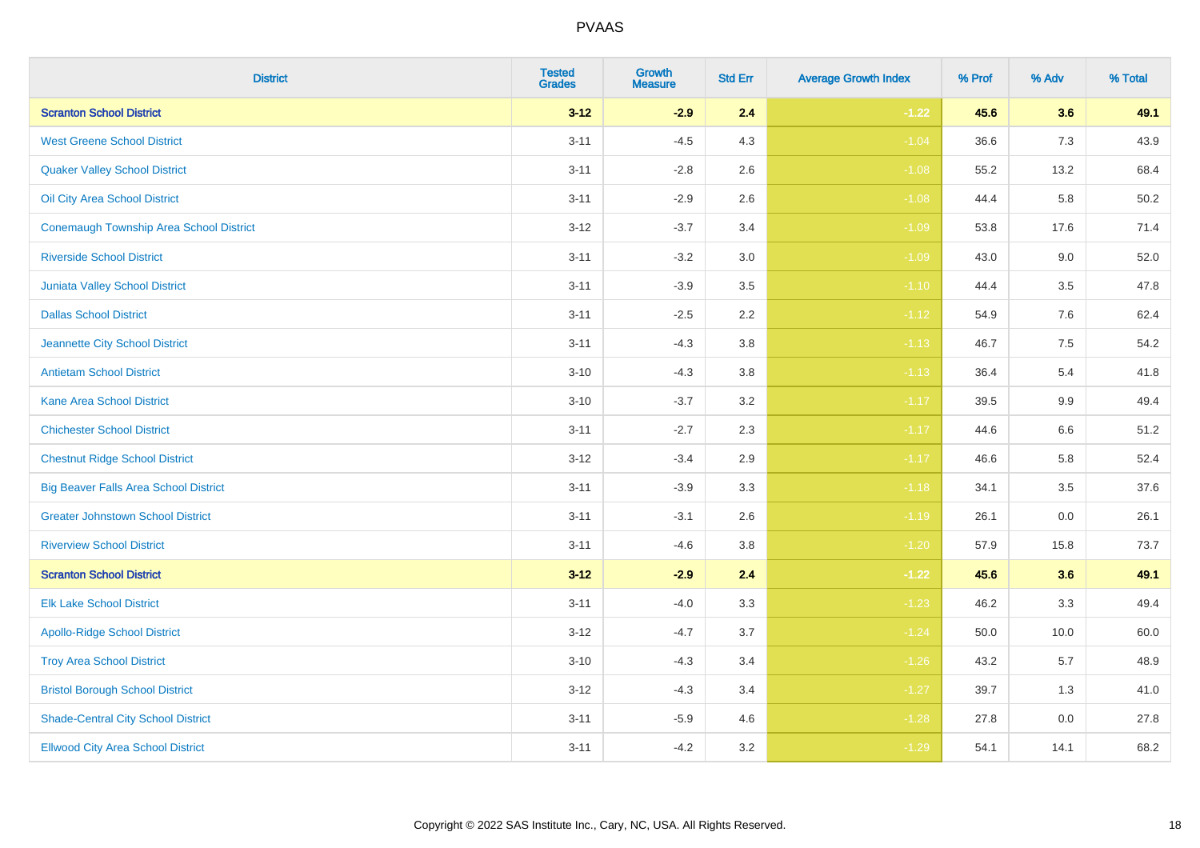# PVAAS

| District | Tested Grades | Growth Measure | Std Err | Average Growth Index | % Prof | % Adv | % Total |
|---|---|---|---|---|---|---|---|
| **Scranton School District** | **3-12** | **-2.9** | **2.4** | **-1.22** | **45.6** | **3.6** | **49.1** |
| West Greene School District | 3-11 | -4.5 | 4.3 | -1.04 | 36.6 | 7.3 | 43.9 |
| Quaker Valley School District | 3-11 | -2.8 | 2.6 | -1.08 | 55.2 | 13.2 | 68.4 |
| Oil City Area School District | 3-11 | -2.9 | 2.6 | -1.08 | 44.4 | 5.8 | 50.2 |
| Conemaugh Township Area School District | 3-12 | -3.7 | 3.4 | -1.09 | 53.8 | 17.6 | 71.4 |
| Riverside School District | 3-11 | -3.2 | 3.0 | -1.09 | 43.0 | 9.0 | 52.0 |
| Juniata Valley School District | 3-11 | -3.9 | 3.5 | -1.10 | 44.4 | 3.5 | 47.8 |
| Dallas School District | 3-11 | -2.5 | 2.2 | -1.12 | 54.9 | 7.6 | 62.4 |
| Jeannette City School District | 3-11 | -4.3 | 3.8 | -1.13 | 46.7 | 7.5 | 54.2 |
| Antietam School District | 3-10 | -4.3 | 3.8 | -1.13 | 36.4 | 5.4 | 41.8 |
| Kane Area School District | 3-10 | -3.7 | 3.2 | -1.17 | 39.5 | 9.9 | 49.4 |
| Chichester School District | 3-11 | -2.7 | 2.3 | -1.17 | 44.6 | 6.6 | 51.2 |
| Chestnut Ridge School District | 3-12 | -3.4 | 2.9 | -1.17 | 46.6 | 5.8 | 52.4 |
| Big Beaver Falls Area School District | 3-11 | -3.9 | 3.3 | -1.18 | 34.1 | 3.5 | 37.6 |
| Greater Johnstown School District | 3-11 | -3.1 | 2.6 | -1.19 | 26.1 | 0.0 | 26.1 |
| Riverview School District | 3-11 | -4.6 | 3.8 | -1.20 | 57.9 | 15.8 | 73.7 |
| **Scranton School District** | **3-12** | **-2.9** | **2.4** | **-1.22** | **45.6** | **3.6** | **49.1** |
| Elk Lake School District | 3-11 | -4.0 | 3.3 | -1.23 | 46.2 | 3.3 | 49.4 |
| Apollo-Ridge School District | 3-12 | -4.7 | 3.7 | -1.24 | 50.0 | 10.0 | 60.0 |
| Troy Area School District | 3-10 | -4.3 | 3.4 | -1.26 | 43.2 | 5.7 | 48.9 |
| Bristol Borough School District | 3-12 | -4.3 | 3.4 | -1.27 | 39.7 | 1.3 | 41.0 |
| Shade-Central City School District | 3-11 | -5.9 | 4.6 | -1.28 | 27.8 | 0.0 | 27.8 |
| Ellwood City Area School District | 3-11 | -4.2 | 3.2 | -1.29 | 54.1 | 14.1 | 68.2 |

Copyright © 2022 SAS Institute Inc., Cary, NC, USA. All Rights Reserved.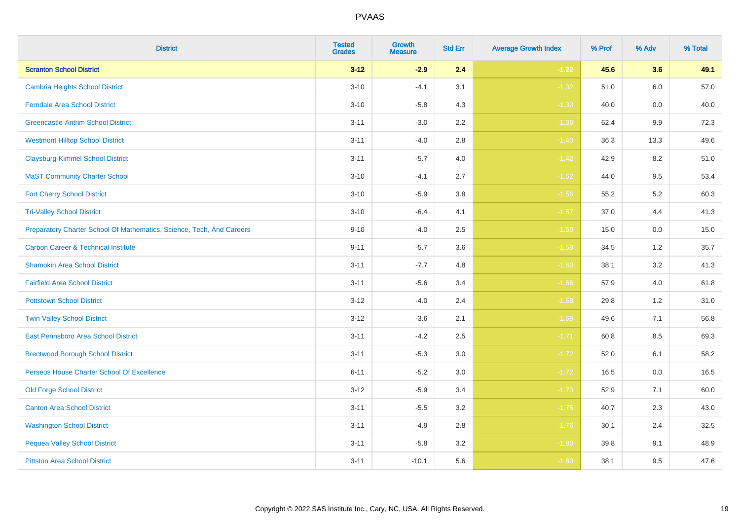| District | Tested Grades | Growth Measure | Std Err | Average Growth Index | % Prof | % Adv | % Total |
|---|---|---|---|---|---|---|---|
| **Scranton School District** | **3-12** | **-2.9** | **2.4** | **-1.22** | **45.6** | **3.6** | **49.1** |
| Cambria Heights School District | 3-10 | -4.1 | 3.1 | -1.32 | 51.0 | 6.0 | 57.0 |
| Ferndale Area School District | 3-10 | -5.8 | 4.3 | -1.33 | 40.0 | 0.0 | 40.0 |
| Greencastle-Antrim School District | 3-11 | -3.0 | 2.2 | -1.36 | 62.4 | 9.9 | 72.3 |
| Westmont Hilltop School District | 3-11 | -4.0 | 2.8 | -1.40 | 36.3 | 13.3 | 49.6 |
| Claysburg-Kimmel School District | 3-11 | -5.7 | 4.0 | -1.42 | 42.9 | 8.2 | 51.0 |
| MaST Community Charter School | 3-10 | -4.1 | 2.7 | -1.52 | 44.0 | 9.5 | 53.4 |
| Fort Cherry School District | 3-10 | -5.9 | 3.8 | -1.56 | 55.2 | 5.2 | 60.3 |
| Tri-Valley School District | 3-10 | -6.4 | 4.1 | -1.57 | 37.0 | 4.4 | 41.3 |
| Preparatory Charter School Of Mathematics, Science, Tech, And Careers | 9-10 | -4.0 | 2.5 | -1.59 | 15.0 | 0.0 | 15.0 |
| Carbon Career & Technical Institute | 9-11 | -5.7 | 3.6 | -1.59 | 34.5 | 1.2 | 35.7 |
| Shamokin Area School District | 3-11 | -7.7 | 4.8 | -1.60 | 38.1 | 3.2 | 41.3 |
| Fairfield Area School District | 3-11 | -5.6 | 3.4 | -1.66 | 57.9 | 4.0 | 61.8 |
| Pottstown School District | 3-12 | -4.0 | 2.4 | -1.68 | 29.8 | 1.2 | 31.0 |
| Twin Valley School District | 3-12 | -3.6 | 2.1 | -1.69 | 49.6 | 7.1 | 56.8 |
| East Pennsboro Area School District | 3-11 | -4.2 | 2.5 | -1.71 | 60.8 | 8.5 | 69.3 |
| Brentwood Borough School District | 3-11 | -5.3 | 3.0 | -1.72 | 52.0 | 6.1 | 58.2 |
| Perseus House Charter School Of Excellence | 6-11 | -5.2 | 3.0 | -1.72 | 16.5 | 0.0 | 16.5 |
| Old Forge School District | 3-12 | -5.9 | 3.4 | -1.73 | 52.9 | 7.1 | 60.0 |
| Canton Area School District | 3-11 | -5.5 | 3.2 | -1.75 | 40.7 | 2.3 | 43.0 |
| Washington School District | 3-11 | -4.9 | 2.8 | -1.76 | 30.1 | 2.4 | 32.5 |
| Pequea Valley School District | 3-11 | -5.8 | 3.2 | -1.80 | 39.8 | 9.1 | 48.9 |
| Pittston Area School District | 3-11 | -10.1 | 5.6 | -1.80 | 38.1 | 9.5 | 47.6 |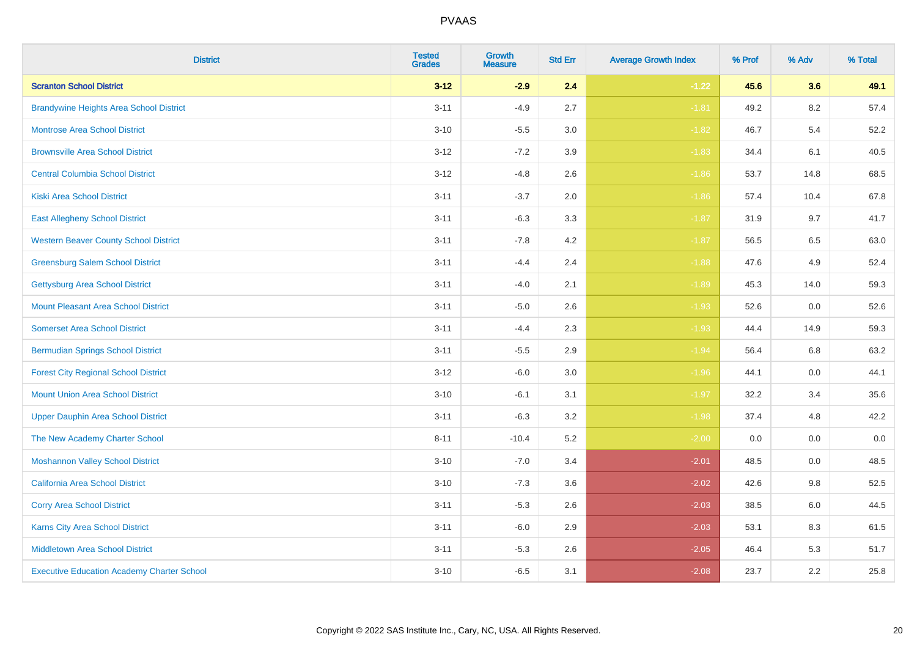| District | Tested Grades | Growth Measure | Std Err | Average Growth Index | % Prof | % Adv | % Total |
|---|---|---|---|---|---|---|---|
| **Scranton School District** | **3-12** | **-2.9** | **2.4** | **-1.22** | **45.6** | **3.6** | **49.1** |
| Brandywine Heights Area School District | 3-11 | -4.9 | 2.7 | -1.81 | 49.2 | 8.2 | 57.4 |
| Montrose Area School District | 3-10 | -5.5 | 3.0 | -1.82 | 46.7 | 5.4 | 52.2 |
| Brownsville Area School District | 3-12 | -7.2 | 3.9 | -1.83 | 34.4 | 6.1 | 40.5 |
| Central Columbia School District | 3-12 | -4.8 | 2.6 | -1.86 | 53.7 | 14.8 | 68.5 |
| Kiski Area School District | 3-11 | -3.7 | 2.0 | -1.86 | 57.4 | 10.4 | 67.8 |
| East Allegheny School District | 3-11 | -6.3 | 3.3 | -1.87 | 31.9 | 9.7 | 41.7 |
| Western Beaver County School District | 3-11 | -7.8 | 4.2 | -1.87 | 56.5 | 6.5 | 63.0 |
| Greensburg Salem School District | 3-11 | -4.4 | 2.4 | -1.88 | 47.6 | 4.9 | 52.4 |
| Gettysburg Area School District | 3-11 | -4.0 | 2.1 | -1.89 | 45.3 | 14.0 | 59.3 |
| Mount Pleasant Area School District | 3-11 | -5.0 | 2.6 | -1.93 | 52.6 | 0.0 | 52.6 |
| Somerset Area School District | 3-11 | -4.4 | 2.3 | -1.93 | 44.4 | 14.9 | 59.3 |
| Bermudian Springs School District | 3-11 | -5.5 | 2.9 | -1.94 | 56.4 | 6.8 | 63.2 |
| Forest City Regional School District | 3-12 | -6.0 | 3.0 | -1.96 | 44.1 | 0.0 | 44.1 |
| Mount Union Area School District | 3-10 | -6.1 | 3.1 | -1.97 | 32.2 | 3.4 | 35.6 |
| Upper Dauphin Area School District | 3-11 | -6.3 | 3.2 | -1.98 | 37.4 | 4.8 | 42.2 |
| The New Academy Charter School | 8-11 | -10.4 | 5.2 | -2.00 | 0.0 | 0.0 | 0.0 |
| Moshannon Valley School District | 3-10 | -7.0 | 3.4 | -2.01 | 48.5 | 0.0 | 48.5 |
| California Area School District | 3-10 | -7.3 | 3.6 | -2.02 | 42.6 | 9.8 | 52.5 |
| Corry Area School District | 3-11 | -5.3 | 2.6 | -2.03 | 38.5 | 6.0 | 44.5 |
| Karns City Area School District | 3-11 | -6.0 | 2.9 | -2.03 | 53.1 | 8.3 | 61.5 |
| Middletown Area School District | 3-11 | -5.3 | 2.6 | -2.05 | 46.4 | 5.3 | 51.7 |
| Executive Education Academy Charter School | 3-10 | -6.5 | 3.1 | -2.08 | 23.7 | 2.2 | 25.8 |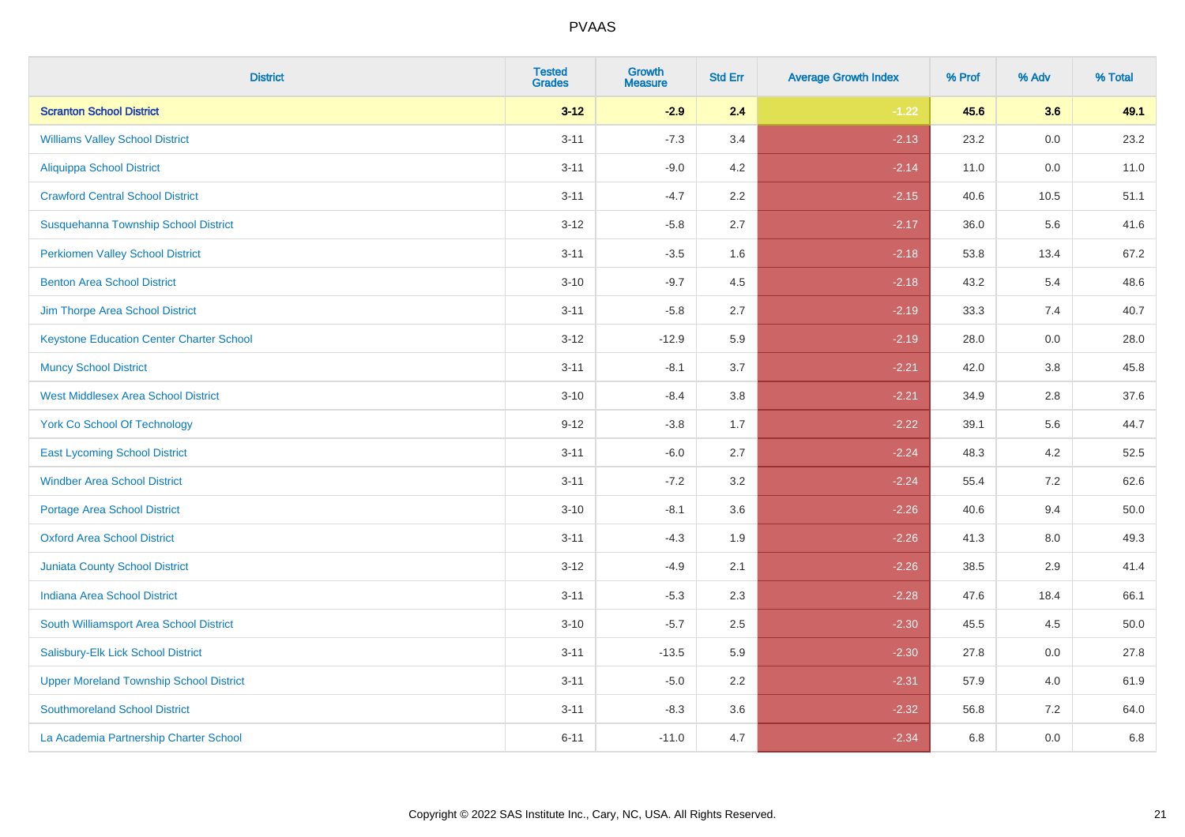# PVAAS

| District | Tested Grades | Growth Measure | Std Err | Average Growth Index | % Prof | % Adv | % Total |
|---|---|---|---|---|---|---|---|
| **Scranton School District** | **3-12** | **-2.9** | **2.4** | **-1.22** | **45.6** | **3.6** | **49.1** |
| Williams Valley School District | 3-11 | -7.3 | 3.4 | -2.13 | 23.2 | 0.0 | 23.2 |
| Aliquippa School District | 3-11 | -9.0 | 4.2 | -2.14 | 11.0 | 0.0 | 11.0 |
| Crawford Central School District | 3-11 | -4.7 | 2.2 | -2.15 | 40.6 | 10.5 | 51.1 |
| Susquehanna Township School District | 3-12 | -5.8 | 2.7 | -2.17 | 36.0 | 5.6 | 41.6 |
| Perkiomen Valley School District | 3-11 | -3.5 | 1.6 | -2.18 | 53.8 | 13.4 | 67.2 |
| Benton Area School District | 3-10 | -9.7 | 4.5 | -2.18 | 43.2 | 5.4 | 48.6 |
| Jim Thorpe Area School District | 3-11 | -5.8 | 2.7 | -2.19 | 33.3 | 7.4 | 40.7 |
| Keystone Education Center Charter School | 3-12 | -12.9 | 5.9 | -2.19 | 28.0 | 0.0 | 28.0 |
| Muncy School District | 3-11 | -8.1 | 3.7 | -2.21 | 42.0 | 3.8 | 45.8 |
| West Middlesex Area School District | 3-10 | -8.4 | 3.8 | -2.21 | 34.9 | 2.8 | 37.6 |
| York Co School Of Technology | 9-12 | -3.8 | 1.7 | -2.22 | 39.1 | 5.6 | 44.7 |
| East Lycoming School District | 3-11 | -6.0 | 2.7 | -2.24 | 48.3 | 4.2 | 52.5 |
| Windber Area School District | 3-11 | -7.2 | 3.2 | -2.24 | 55.4 | 7.2 | 62.6 |
| Portage Area School District | 3-10 | -8.1 | 3.6 | -2.26 | 40.6 | 9.4 | 50.0 |
| Oxford Area School District | 3-11 | -4.3 | 1.9 | -2.26 | 41.3 | 8.0 | 49.3 |
| Juniata County School District | 3-12 | -4.9 | 2.1 | -2.26 | 38.5 | 2.9 | 41.4 |
| Indiana Area School District | 3-11 | -5.3 | 2.3 | -2.28 | 47.6 | 18.4 | 66.1 |
| South Williamsport Area School District | 3-10 | -5.7 | 2.5 | -2.30 | 45.5 | 4.5 | 50.0 |
| Salisbury-Elk Lick School District | 3-11 | -13.5 | 5.9 | -2.30 | 27.8 | 0.0 | 27.8 |
| Upper Moreland Township School District | 3-11 | -5.0 | 2.2 | -2.31 | 57.9 | 4.0 | 61.9 |
| Southmoreland School District | 3-11 | -8.3 | 3.6 | -2.32 | 56.8 | 7.2 | 64.0 |
| La Academia Partnership Charter School | 6-11 | -11.0 | 4.7 | -2.34 | 6.8 | 0.0 | 6.8 |

Copyright © 2022 SAS Institute Inc., Cary, NC, USA. All Rights Reserved.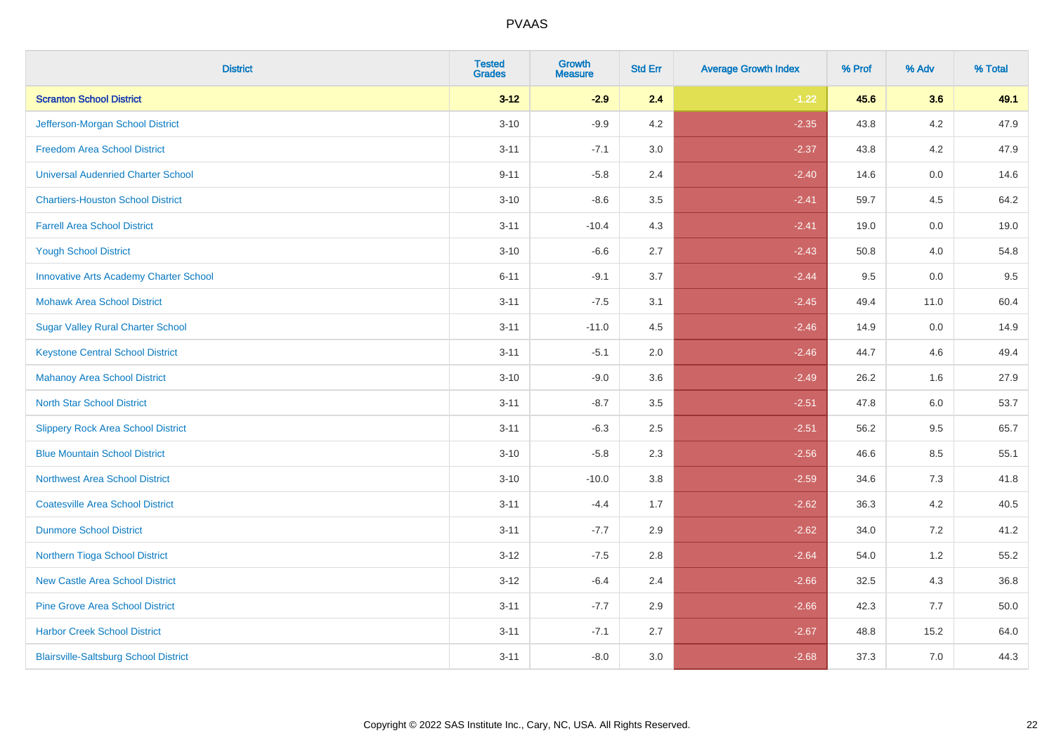| District | Tested Grades | Growth Measure | Std Err | Average Growth Index | % Prof | % Adv | % Total |
|---|---|---|---|---|---|---|---|
| **Scranton School District** | **3-12** | **-2.9** | **2.4** | **-1.22** | **45.6** | **3.6** | **49.1** |
| Jefferson-Morgan School District | 3-10 | -9.9 | 4.2 | -2.35 | 43.8 | 4.2 | 47.9 |
| Freedom Area School District | 3-11 | -7.1 | 3.0 | -2.37 | 43.8 | 4.2 | 47.9 |
| Universal Audenried Charter School | 9-11 | -5.8 | 2.4 | -2.40 | 14.6 | 0.0 | 14.6 |
| Chartiers-Houston School District | 3-10 | -8.6 | 3.5 | -2.41 | 59.7 | 4.5 | 64.2 |
| Farrell Area School District | 3-11 | -10.4 | 4.3 | -2.41 | 19.0 | 0.0 | 19.0 |
| Yough School District | 3-10 | -6.6 | 2.7 | -2.43 | 50.8 | 4.0 | 54.8 |
| Innovative Arts Academy Charter School | 6-11 | -9.1 | 3.7 | -2.44 | 9.5 | 0.0 | 9.5 |
| Mohawk Area School District | 3-11 | -7.5 | 3.1 | -2.45 | 49.4 | 11.0 | 60.4 |
| Sugar Valley Rural Charter School | 3-11 | -11.0 | 4.5 | -2.46 | 14.9 | 0.0 | 14.9 |
| Keystone Central School District | 3-11 | -5.1 | 2.0 | -2.46 | 44.7 | 4.6 | 49.4 |
| Mahanoy Area School District | 3-10 | -9.0 | 3.6 | -2.49 | 26.2 | 1.6 | 27.9 |
| North Star School District | 3-11 | -8.7 | 3.5 | -2.51 | 47.8 | 6.0 | 53.7 |
| Slippery Rock Area School District | 3-11 | -6.3 | 2.5 | -2.51 | 56.2 | 9.5 | 65.7 |
| Blue Mountain School District | 3-10 | -5.8 | 2.3 | -2.56 | 46.6 | 8.5 | 55.1 |
| Northwest Area School District | 3-10 | -10.0 | 3.8 | -2.59 | 34.6 | 7.3 | 41.8 |
| Coatesville Area School District | 3-11 | -4.4 | 1.7 | -2.62 | 36.3 | 4.2 | 40.5 |
| Dunmore School District | 3-11 | -7.7 | 2.9 | -2.62 | 34.0 | 7.2 | 41.2 |
| Northern Tioga School District | 3-12 | -7.5 | 2.8 | -2.64 | 54.0 | 1.2 | 55.2 |
| New Castle Area School District | 3-12 | -6.4 | 2.4 | -2.66 | 32.5 | 4.3 | 36.8 |
| Pine Grove Area School District | 3-11 | -7.7 | 2.9 | -2.66 | 42.3 | 7.7 | 50.0 |
| Harbor Creek School District | 3-11 | -7.1 | 2.7 | -2.67 | 48.8 | 15.2 | 64.0 |
| Blairsville-Saltsburg School District | 3-11 | -8.0 | 3.0 | -2.68 | 37.3 | 7.0 | 44.3 |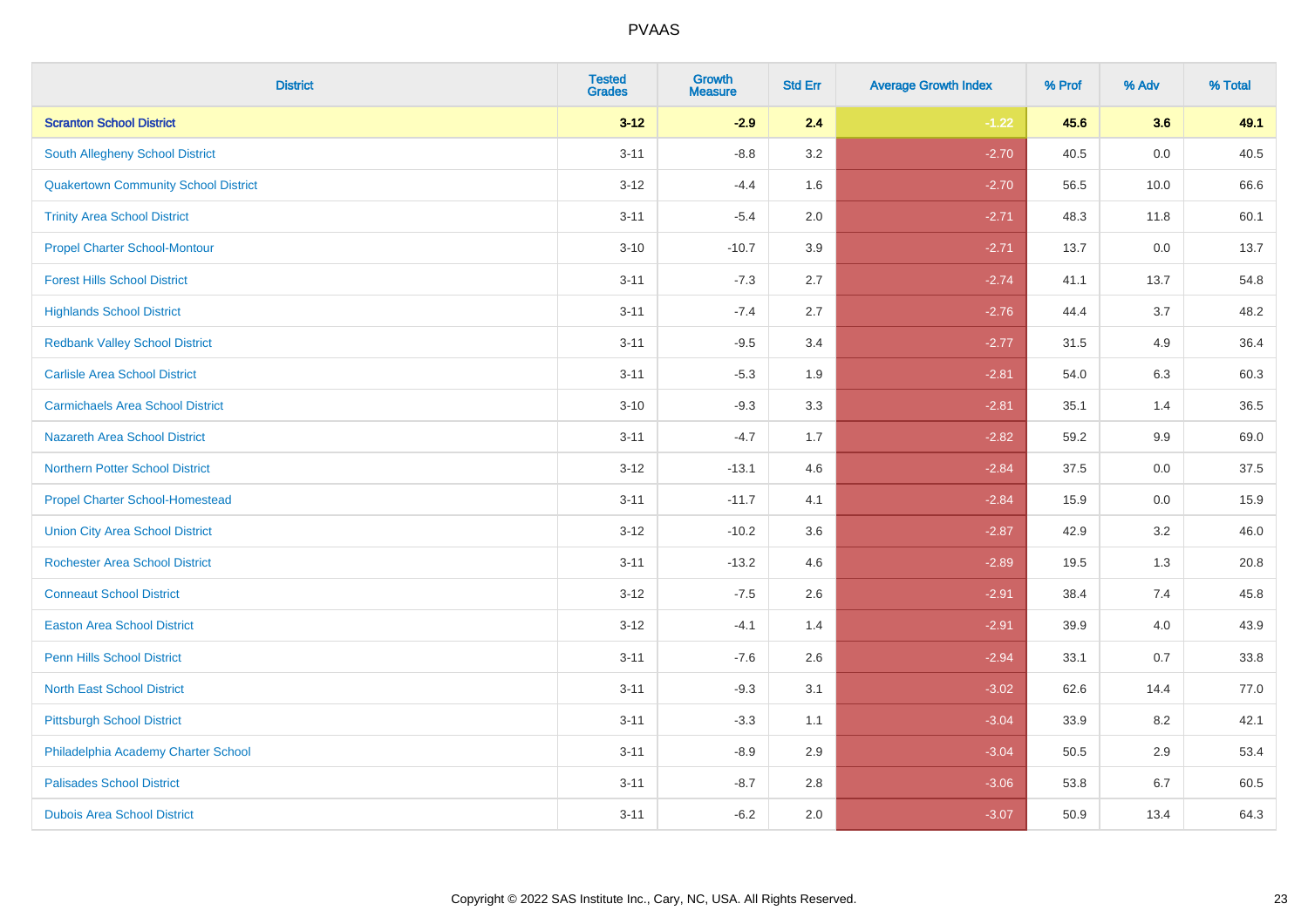| District | Tested Grades | Growth Measure | Std Err | Average Growth Index | % Prof | % Adv | % Total |
|---|---|---|---|---|---|---|---|
| **Scranton School District** | **3-12** | **-2.9** | **2.4** | **-1.22** | **45.6** | **3.6** | **49.1** |
| South Allegheny School District | 3-11 | -8.8 | 3.2 | -2.70 | 40.5 | 0.0 | 40.5 |
| Quakertown Community School District | 3-12 | -4.4 | 1.6 | -2.70 | 56.5 | 10.0 | 66.6 |
| Trinity Area School District | 3-11 | -5.4 | 2.0 | -2.71 | 48.3 | 11.8 | 60.1 |
| Propel Charter School-Montour | 3-10 | -10.7 | 3.9 | -2.71 | 13.7 | 0.0 | 13.7 |
| Forest Hills School District | 3-11 | -7.3 | 2.7 | -2.74 | 41.1 | 13.7 | 54.8 |
| Highlands School District | 3-11 | -7.4 | 2.7 | -2.76 | 44.4 | 3.7 | 48.2 |
| Redbank Valley School District | 3-11 | -9.5 | 3.4 | -2.77 | 31.5 | 4.9 | 36.4 |
| Carlisle Area School District | 3-11 | -5.3 | 1.9 | -2.81 | 54.0 | 6.3 | 60.3 |
| Carmichaels Area School District | 3-10 | -9.3 | 3.3 | -2.81 | 35.1 | 1.4 | 36.5 |
| Nazareth Area School District | 3-11 | -4.7 | 1.7 | -2.82 | 59.2 | 9.9 | 69.0 |
| Northern Potter School District | 3-12 | -13.1 | 4.6 | -2.84 | 37.5 | 0.0 | 37.5 |
| Propel Charter School-Homestead | 3-11 | -11.7 | 4.1 | -2.84 | 15.9 | 0.0 | 15.9 |
| Union City Area School District | 3-12 | -10.2 | 3.6 | -2.87 | 42.9 | 3.2 | 46.0 |
| Rochester Area School District | 3-11 | -13.2 | 4.6 | -2.89 | 19.5 | 1.3 | 20.8 |
| Conneaut School District | 3-12 | -7.5 | 2.6 | -2.91 | 38.4 | 7.4 | 45.8 |
| Easton Area School District | 3-12 | -4.1 | 1.4 | -2.91 | 39.9 | 4.0 | 43.9 |
| Penn Hills School District | 3-11 | -7.6 | 2.6 | -2.94 | 33.1 | 0.7 | 33.8 |
| North East School District | 3-11 | -9.3 | 3.1 | -3.02 | 62.6 | 14.4 | 77.0 |
| Pittsburgh School District | 3-11 | -3.3 | 1.1 | -3.04 | 33.9 | 8.2 | 42.1 |
| Philadelphia Academy Charter School | 3-11 | -8.9 | 2.9 | -3.04 | 50.5 | 2.9 | 53.4 |
| Palisades School District | 3-11 | -8.7 | 2.8 | -3.06 | 53.8 | 6.7 | 60.5 |
| Dubois Area School District | 3-11 | -6.2 | 2.0 | -3.07 | 50.9 | 13.4 | 64.3 |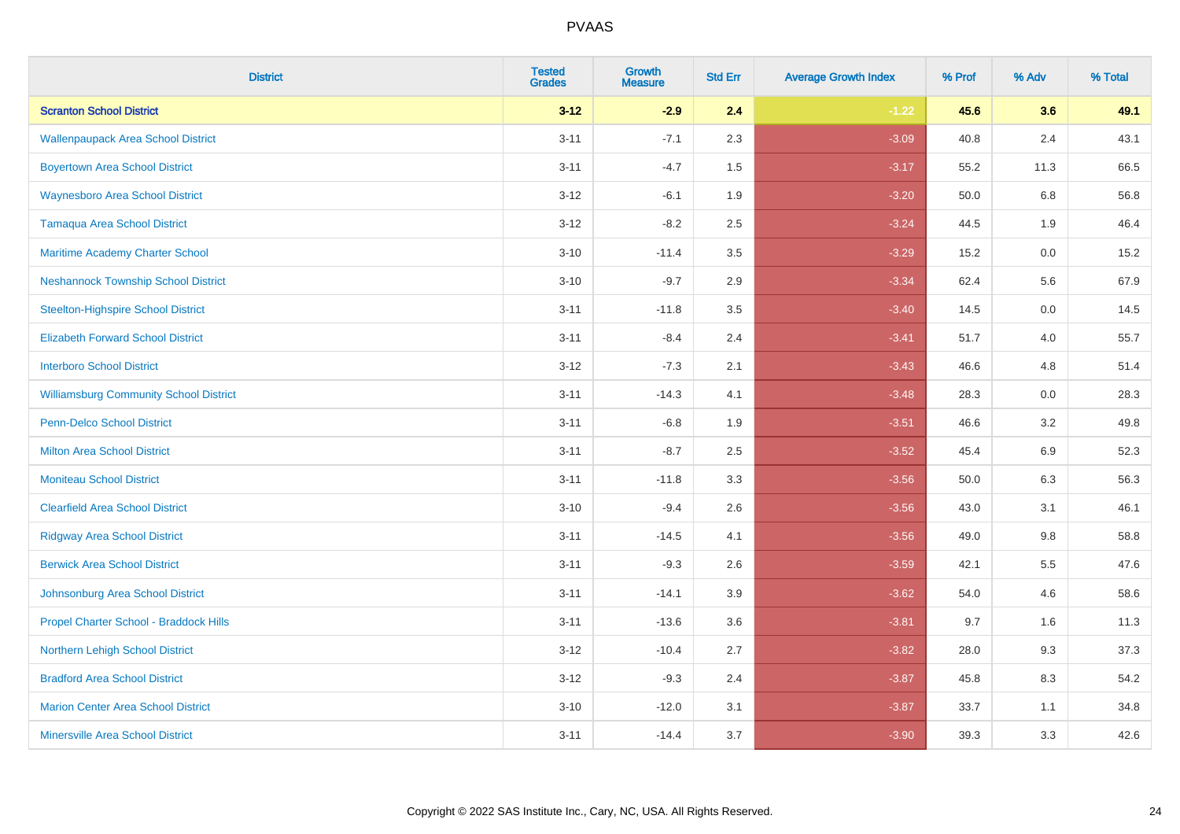# PVAAS

| District | Tested Grades | Growth Measure | Std Err | Average Growth Index | % Prof | % Adv | % Total |
|---|---|---|---|---|---|---|---|
| **Scranton School District** | **3-12** | **-2.9** | **2.4** | **-1.22** | **45.6** | **3.6** | **49.1** |
| Wallenpaupack Area School District | 3-11 | -7.1 | 2.3 | -3.09 | 40.8 | 2.4 | 43.1 |
| Boyertown Area School District | 3-11 | -4.7 | 1.5 | -3.17 | 55.2 | 11.3 | 66.5 |
| Waynesboro Area School District | 3-12 | -6.1 | 1.9 | -3.20 | 50.0 | 6.8 | 56.8 |
| Tamaqua Area School District | 3-12 | -8.2 | 2.5 | -3.24 | 44.5 | 1.9 | 46.4 |
| Maritime Academy Charter School | 3-10 | -11.4 | 3.5 | -3.29 | 15.2 | 0.0 | 15.2 |
| Neshannock Township School District | 3-10 | -9.7 | 2.9 | -3.34 | 62.4 | 5.6 | 67.9 |
| Steelton-Highspire School District | 3-11 | -11.8 | 3.5 | -3.40 | 14.5 | 0.0 | 14.5 |
| Elizabeth Forward School District | 3-11 | -8.4 | 2.4 | -3.41 | 51.7 | 4.0 | 55.7 |
| Interboro School District | 3-12 | -7.3 | 2.1 | -3.43 | 46.6 | 4.8 | 51.4 |
| Williamsburg Community School District | 3-11 | -14.3 | 4.1 | -3.48 | 28.3 | 0.0 | 28.3 |
| Penn-Delco School District | 3-11 | -6.8 | 1.9 | -3.51 | 46.6 | 3.2 | 49.8 |
| Milton Area School District | 3-11 | -8.7 | 2.5 | -3.52 | 45.4 | 6.9 | 52.3 |
| Moniteau School District | 3-11 | -11.8 | 3.3 | -3.56 | 50.0 | 6.3 | 56.3 |
| Clearfield Area School District | 3-10 | -9.4 | 2.6 | -3.56 | 43.0 | 3.1 | 46.1 |
| Ridgway Area School District | 3-11 | -14.5 | 4.1 | -3.56 | 49.0 | 9.8 | 58.8 |
| Berwick Area School District | 3-11 | -9.3 | 2.6 | -3.59 | 42.1 | 5.5 | 47.6 |
| Johnsonburg Area School District | 3-11 | -14.1 | 3.9 | -3.62 | 54.0 | 4.6 | 58.6 |
| Propel Charter School - Braddock Hills | 3-11 | -13.6 | 3.6 | -3.81 | 9.7 | 1.6 | 11.3 |
| Northern Lehigh School District | 3-12 | -10.4 | 2.7 | -3.82 | 28.0 | 9.3 | 37.3 |
| Bradford Area School District | 3-12 | -9.3 | 2.4 | -3.87 | 45.8 | 8.3 | 54.2 |
| Marion Center Area School District | 3-10 | -12.0 | 3.1 | -3.87 | 33.7 | 1.1 | 34.8 |
| Minersville Area School District | 3-11 | -14.4 | 3.7 | -3.90 | 39.3 | 3.3 | 42.6 |

Copyright © 2022 SAS Institute Inc., Cary, NC, USA. All Rights Reserved.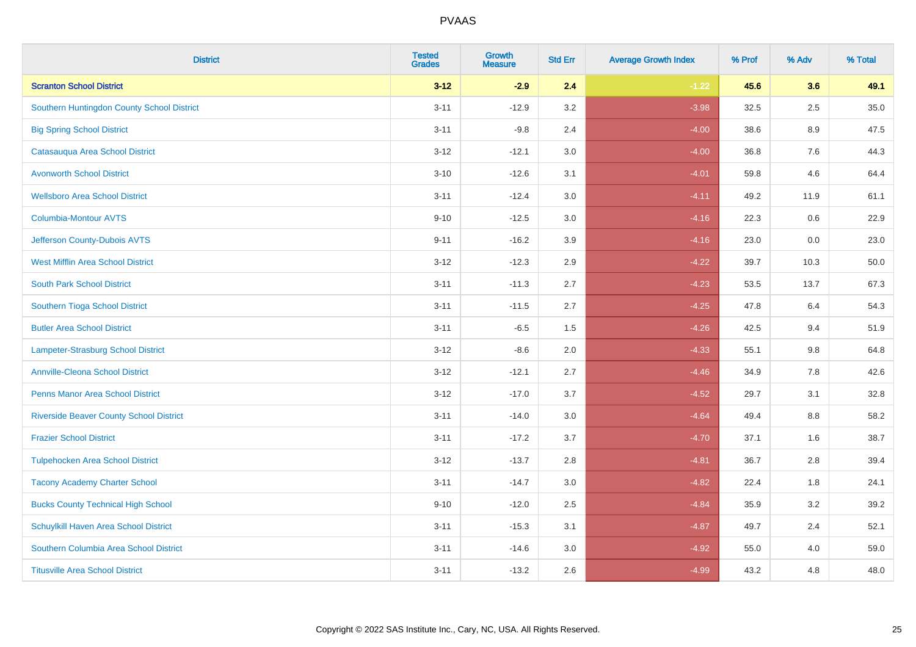# PVAAS

| District | Tested Grades | Growth Measure | Std Err | Average Growth Index | % Prof | % Adv | % Total |
|---|---|---|---|---|---|---|---|
| **Scranton School District** | **3-12** | **-2.9** | **2.4** | **-1.22** | **45.6** | **3.6** | **49.1** |
| Southern Huntingdon County School District | 3-11 | -12.9 | 3.2 | -3.98 | 32.5 | 2.5 | 35.0 |
| Big Spring School District | 3-11 | -9.8 | 2.4 | -4.00 | 38.6 | 8.9 | 47.5 |
| Catasauqua Area School District | 3-12 | -12.1 | 3.0 | -4.00 | 36.8 | 7.6 | 44.3 |
| Avonworth School District | 3-10 | -12.6 | 3.1 | -4.01 | 59.8 | 4.6 | 64.4 |
| Wellsboro Area School District | 3-11 | -12.4 | 3.0 | -4.11 | 49.2 | 11.9 | 61.1 |
| Columbia-Montour AVTS | 9-10 | -12.5 | 3.0 | -4.16 | 22.3 | 0.6 | 22.9 |
| Jefferson County-Dubois AVTS | 9-11 | -16.2 | 3.9 | -4.16 | 23.0 | 0.0 | 23.0 |
| West Mifflin Area School District | 3-12 | -12.3 | 2.9 | -4.22 | 39.7 | 10.3 | 50.0 |
| South Park School District | 3-11 | -11.3 | 2.7 | -4.23 | 53.5 | 13.7 | 67.3 |
| Southern Tioga School District | 3-11 | -11.5 | 2.7 | -4.25 | 47.8 | 6.4 | 54.3 |
| Butler Area School District | 3-11 | -6.5 | 1.5 | -4.26 | 42.5 | 9.4 | 51.9 |
| Lampeter-Strasburg School District | 3-12 | -8.6 | 2.0 | -4.33 | 55.1 | 9.8 | 64.8 |
| Annville-Cleona School District | 3-12 | -12.1 | 2.7 | -4.46 | 34.9 | 7.8 | 42.6 |
| Penns Manor Area School District | 3-12 | -17.0 | 3.7 | -4.52 | 29.7 | 3.1 | 32.8 |
| Riverside Beaver County School District | 3-11 | -14.0 | 3.0 | -4.64 | 49.4 | 8.8 | 58.2 |
| Frazier School District | 3-11 | -17.2 | 3.7 | -4.70 | 37.1 | 1.6 | 38.7 |
| Tulpehocken Area School District | 3-12 | -13.7 | 2.8 | -4.81 | 36.7 | 2.8 | 39.4 |
| Tacony Academy Charter School | 3-11 | -14.7 | 3.0 | -4.82 | 22.4 | 1.8 | 24.1 |
| Bucks County Technical High School | 9-10 | -12.0 | 2.5 | -4.84 | 35.9 | 3.2 | 39.2 |
| Schuylkill Haven Area School District | 3-11 | -15.3 | 3.1 | -4.87 | 49.7 | 2.4 | 52.1 |
| Southern Columbia Area School District | 3-11 | -14.6 | 3.0 | -4.92 | 55.0 | 4.0 | 59.0 |
| Titusville Area School District | 3-11 | -13.2 | 2.6 | -4.99 | 43.2 | 4.8 | 48.0 |

Copyright © 2022 SAS Institute Inc., Cary, NC, USA. All Rights Reserved.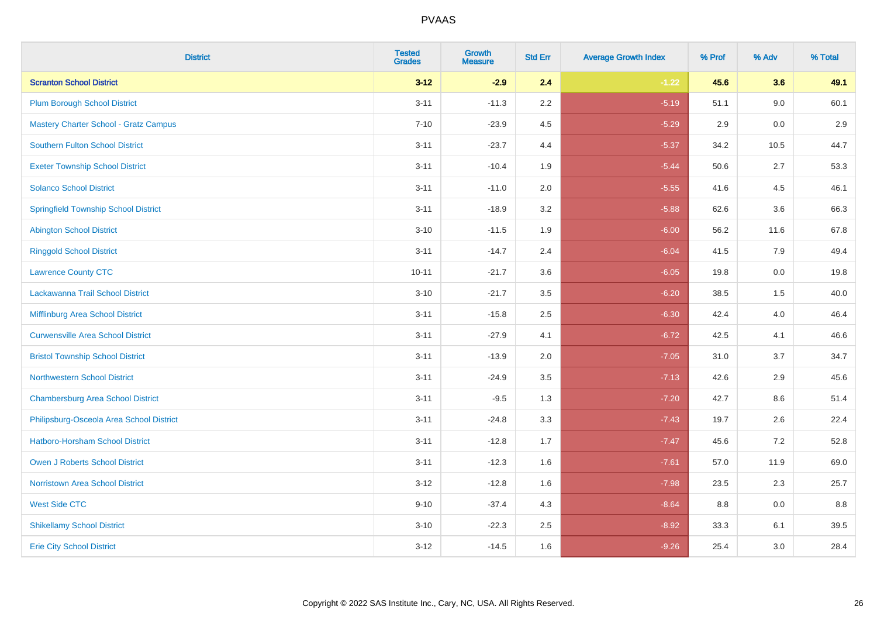| District | Tested Grades | Growth Measure | Std Err | Average Growth Index | % Prof | % Adv | % Total |
|---|---|---|---|---|---|---|---|
| **Scranton School District** | **3-12** | **-2.9** | **2.4** | **-1.22** | **45.6** | **3.6** | **49.1** |
| Plum Borough School District | 3-11 | -11.3 | 2.2 | -5.19 | 51.1 | 9.0 | 60.1 |
| Mastery Charter School - Gratz Campus | 7-10 | -23.9 | 4.5 | -5.29 | 2.9 | 0.0 | 2.9 |
| Southern Fulton School District | 3-11 | -23.7 | 4.4 | -5.37 | 34.2 | 10.5 | 44.7 |
| Exeter Township School District | 3-11 | -10.4 | 1.9 | -5.44 | 50.6 | 2.7 | 53.3 |
| Solanco School District | 3-11 | -11.0 | 2.0 | -5.55 | 41.6 | 4.5 | 46.1 |
| Springfield Township School District | 3-11 | -18.9 | 3.2 | -5.88 | 62.6 | 3.6 | 66.3 |
| Abington School District | 3-10 | -11.5 | 1.9 | -6.00 | 56.2 | 11.6 | 67.8 |
| Ringgold School District | 3-11 | -14.7 | 2.4 | -6.04 | 41.5 | 7.9 | 49.4 |
| Lawrence County CTC | 10-11 | -21.7 | 3.6 | -6.05 | 19.8 | 0.0 | 19.8 |
| Lackawanna Trail School District | 3-10 | -21.7 | 3.5 | -6.20 | 38.5 | 1.5 | 40.0 |
| Mifflinburg Area School District | 3-11 | -15.8 | 2.5 | -6.30 | 42.4 | 4.0 | 46.4 |
| Curwensville Area School District | 3-11 | -27.9 | 4.1 | -6.72 | 42.5 | 4.1 | 46.6 |
| Bristol Township School District | 3-11 | -13.9 | 2.0 | -7.05 | 31.0 | 3.7 | 34.7 |
| Northwestern School District | 3-11 | -24.9 | 3.5 | -7.13 | 42.6 | 2.9 | 45.6 |
| Chambersburg Area School District | 3-11 | -9.5 | 1.3 | -7.20 | 42.7 | 8.6 | 51.4 |
| Philipsburg-Osceola Area School District | 3-11 | -24.8 | 3.3 | -7.43 | 19.7 | 2.6 | 22.4 |
| Hatboro-Horsham School District | 3-11 | -12.8 | 1.7 | -7.47 | 45.6 | 7.2 | 52.8 |
| Owen J Roberts School District | 3-11 | -12.3 | 1.6 | -7.61 | 57.0 | 11.9 | 69.0 |
| Norristown Area School District | 3-12 | -12.8 | 1.6 | -7.98 | 23.5 | 2.3 | 25.7 |
| West Side CTC | 9-10 | -37.4 | 4.3 | -8.64 | 8.8 | 0.0 | 8.8 |
| Shikellamy School District | 3-10 | -22.3 | 2.5 | -8.92 | 33.3 | 6.1 | 39.5 |
| Erie City School District | 3-12 | -14.5 | 1.6 | -9.26 | 25.4 | 3.0 | 28.4 |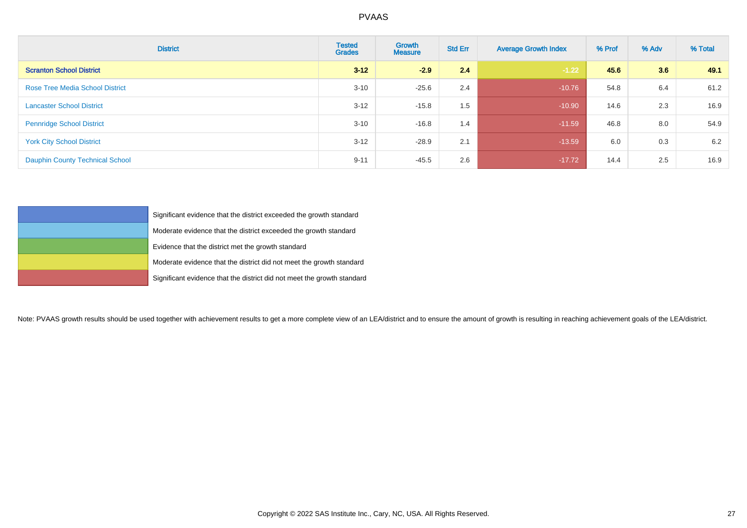PVAAS

| District | Tested Grades | Growth Measure | Std Err | Average Growth Index | % Prof | % Adv | % Total |
|---|---|---|---|---|---|---|---|
| **Scranton School District** | **3-12** | **-2.9** | **2.4** | **-1.22** | **45.6** | **3.6** | **49.1** |
| Rose Tree Media School District | 3-10 | -25.6 | 2.4 | -10.76 | 54.8 | 6.4 | 61.2 |
| Lancaster School District | 3-12 | -15.8 | 1.5 | -10.90 | 14.6 | 2.3 | 16.9 |
| Pennridge School District | 3-10 | -16.8 | 1.4 | -11.59 | 46.8 | 8.0 | 54.9 |
| York City School District | 3-12 | -28.9 | 2.1 | -13.59 | 6.0 | 0.3 | 6.2 |
| Dauphin County Technical School | 9-11 | -45.5 | 2.6 | -17.72 | 14.4 | 2.5 | 16.9 |

Significant evidence that the district exceeded the growth standard

Moderate evidence that the district exceeded the growth standard

Evidence that the district met the growth standard

Moderate evidence that the district did not meet the growth standard

Significant evidence that the district did not meet the growth standard

Note: PVAAS growth results should be used together with achievement results to get a more complete view of an LEA/district and to ensure the amount of growth is resulting in reaching achievement goals of the LEA/district.

Copyright © 2022 SAS Institute Inc., Cary, NC, USA. All Rights Reserved.